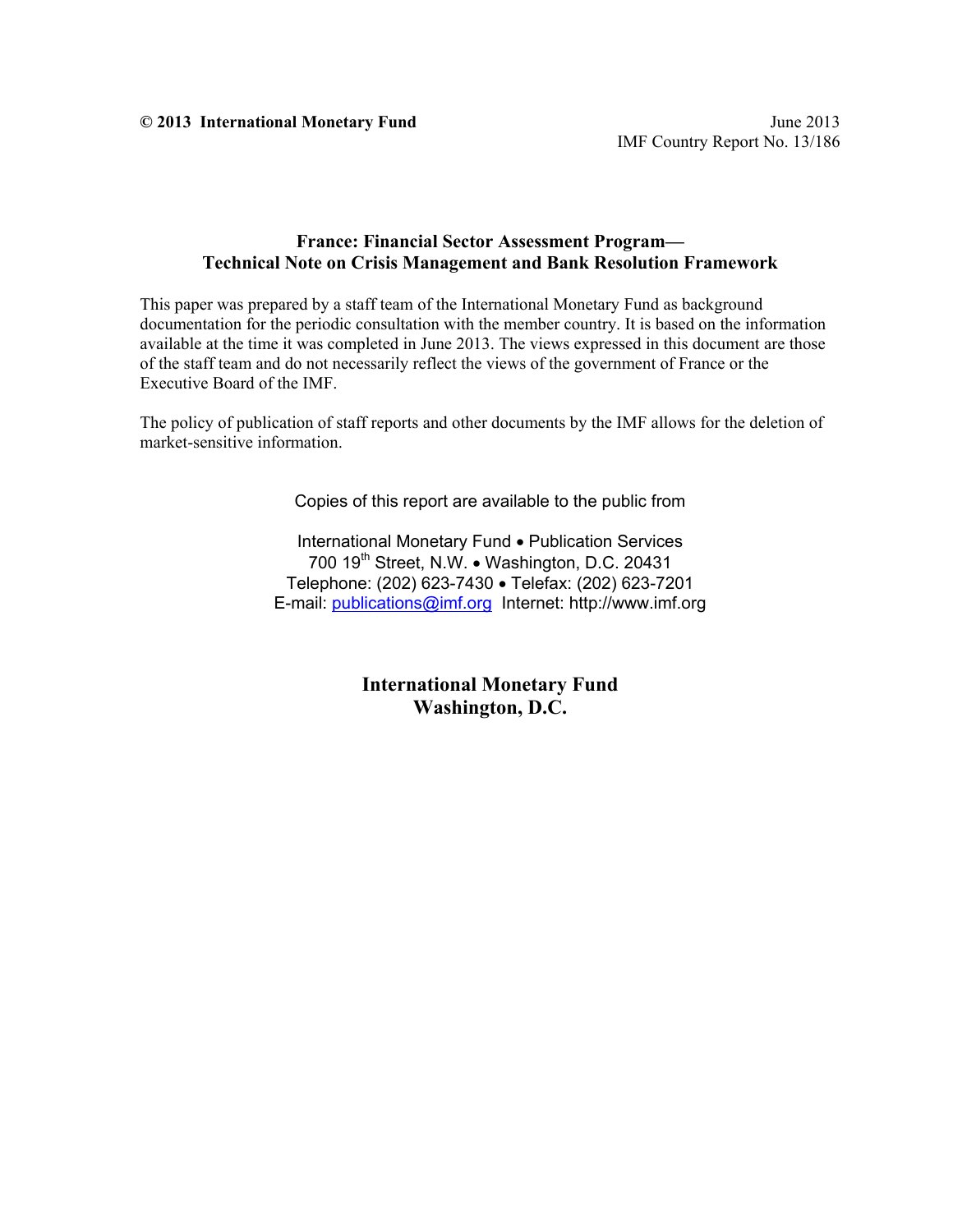**© 2013 International Monetary Fund** June 2013

IMF Country Report No. 13/186

# France: Financial Sector Assessment Program—Technical Note on Crisis Management and Bank Resolution Framework

This paper was prepared by a staff team of the International Monetary Fund as background documentation for the periodic consultation with the member country. It is based on the information available at the time it was completed in June 2013. The views expressed in this document are those of the staff team and do not necessarily reflect the views of the government of France or the Executive Board of the IMF.

The policy of publication of staff reports and other documents by the IMF allows for the deletion of market-sensitive information.

Copies of this report are available to the public from

International Monetary Fund • Publication Services
700 19th Street, N.W. • Washington, D.C. 20431
Telephone: (202) 623-7430 • Telefax: (202) 623-7201
E-mail: publications@imf.org Internet: http://www.imf.org

**International Monetary Fund**
**Washington, D.C.**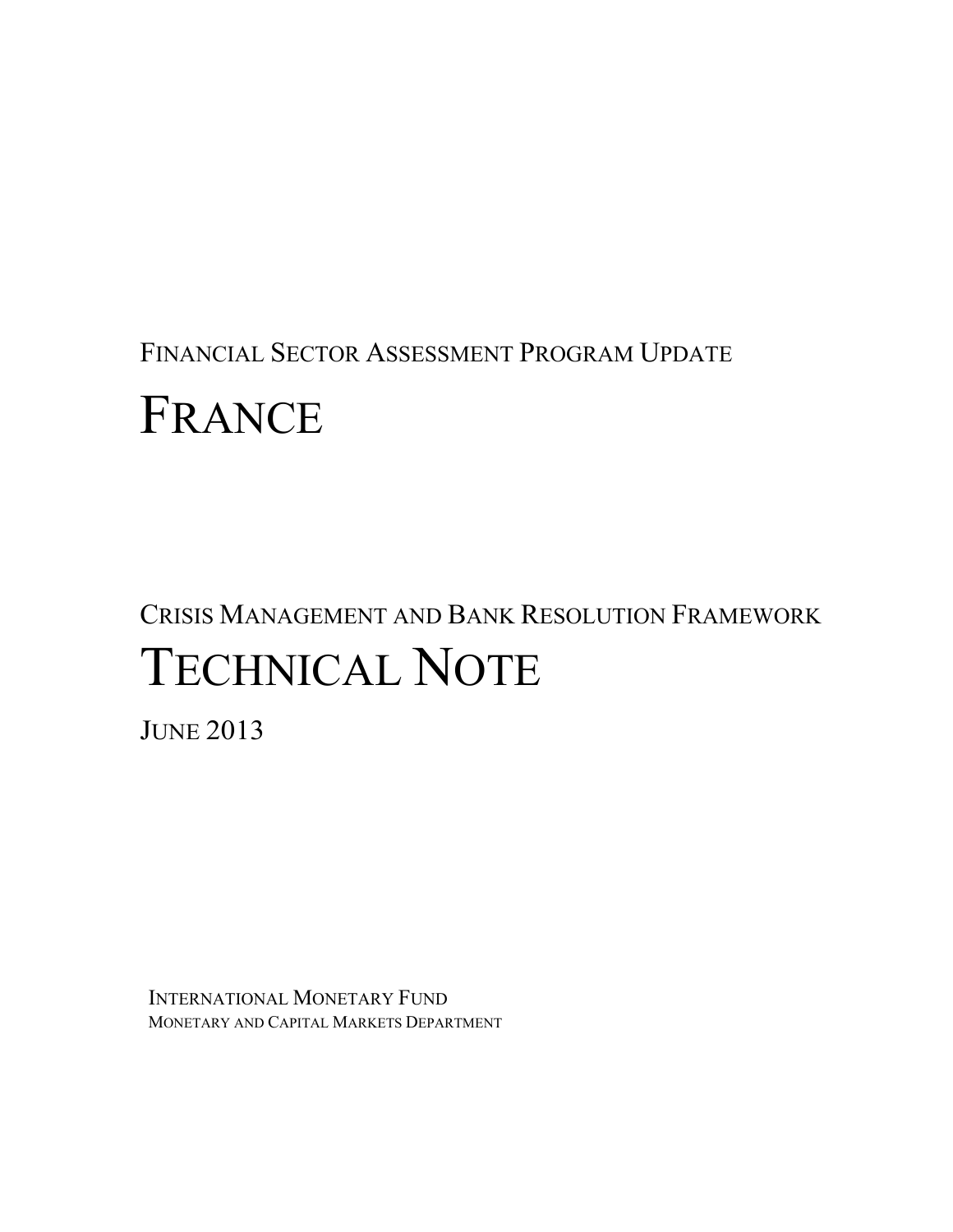FINANCIAL SECTOR ASSESSMENT PROGRAM UPDATE

# FRANCE

CRISIS MANAGEMENT AND BANK RESOLUTION FRAMEWORK

# TECHNICAL NOTE

JUNE 2013

INTERNATIONAL MONETARY FUND

MONETARY AND CAPITAL MARKETS DEPARTMENT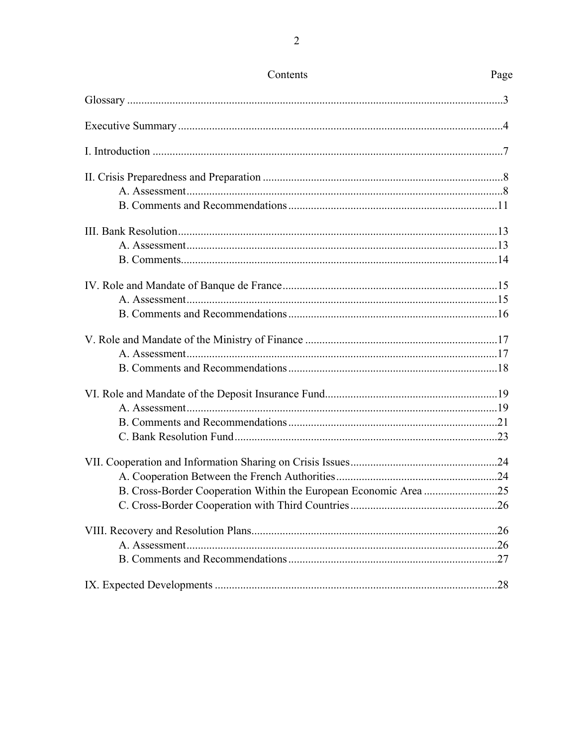## Contents

| | Page |
|---|---|
| Glossary | 3 |
| Executive Summary | 4 |
| I. Introduction | 7 |
| II. Crisis Preparedness and Preparation | 8 |
| A. Assessment | 8 |
| B. Comments and Recommendations | 11 |
| III. Bank Resolution | 13 |
| A. Assessment | 13 |
| B. Comments | 14 |
| IV. Role and Mandate of Banque de France | 15 |
| A. Assessment | 15 |
| B. Comments and Recommendations | 16 |
| V. Role and Mandate of the Ministry of Finance | 17 |
| A. Assessment | 17 |
| B. Comments and Recommendations | 18 |
| VI. Role and Mandate of the Deposit Insurance Fund | 19 |
| A. Assessment | 19 |
| B. Comments and Recommendations | 21 |
| C. Bank Resolution Fund | 23 |
| VII. Cooperation and Information Sharing on Crisis Issues | 24 |
| A. Cooperation Between the French Authorities | 24 |
| B. Cross-Border Cooperation Within the European Economic Area | 25 |
| C. Cross-Border Cooperation with Third Countries | 26 |
| VIII. Recovery and Resolution Plans | 26 |
| A. Assessment | 26 |
| B. Comments and Recommendations | 27 |
| IX. Expected Developments | 28 |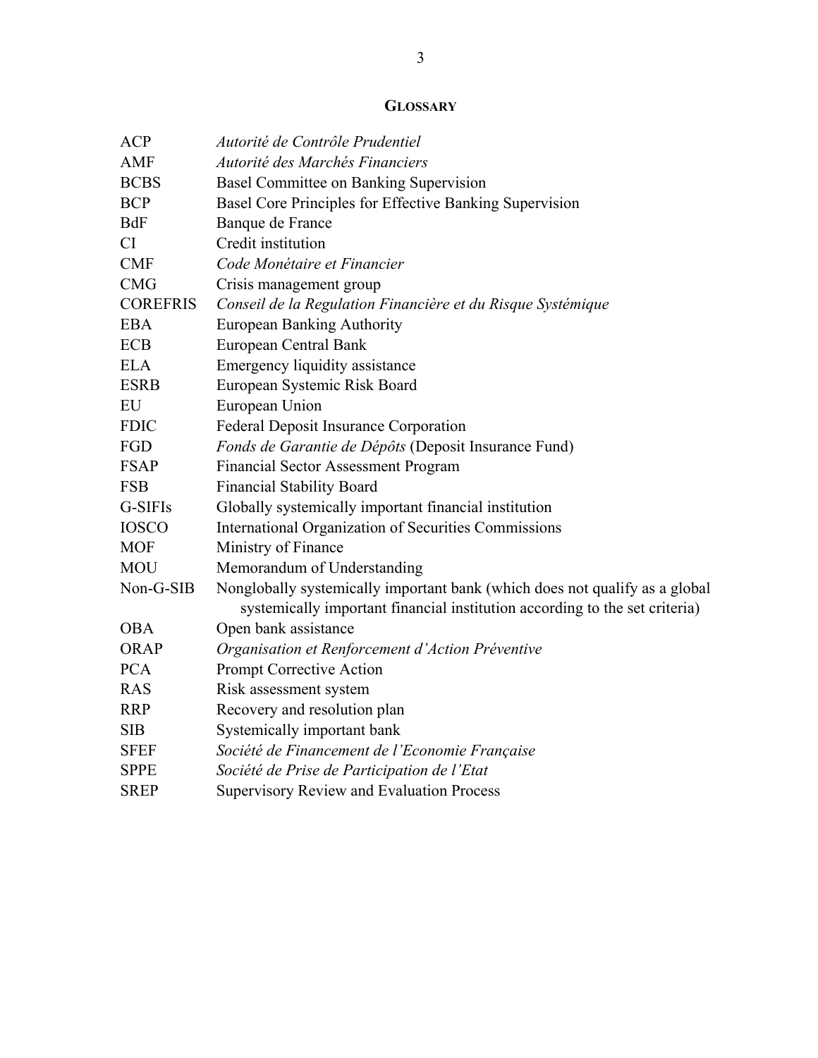## GLOSSARY

| | |
|---|---|
| ACP | *Autorité de Contrôle Prudentiel* |
| AMF | *Autorité des Marchés Financiers* |
| BCBS | Basel Committee on Banking Supervision |
| BCP | Basel Core Principles for Effective Banking Supervision |
| BdF | Banque de France |
| CI | Credit institution |
| CMF | *Code Monétaire et Financier* |
| CMG | Crisis management group |
| COREFRIS | *Conseil de la Regulation Financière et du Risque Systémique* |
| EBA | European Banking Authority |
| ECB | European Central Bank |
| ELA | Emergency liquidity assistance |
| ESRB | European Systemic Risk Board |
| EU | European Union |
| FDIC | Federal Deposit Insurance Corporation |
| FGD | *Fonds de Garantie de Dépôts* (Deposit Insurance Fund) |
| FSAP | Financial Sector Assessment Program |
| FSB | Financial Stability Board |
| G-SIFIs | Globally systemically important financial institution |
| IOSCO | International Organization of Securities Commissions |
| MOF | Ministry of Finance |
| MOU | Memorandum of Understanding |
| Non-G-SIB | Nonglobally systemically important bank (which does not qualify as a global systemically important financial institution according to the set criteria) |
| OBA | Open bank assistance |
| ORAP | *Organisation et Renforcement d'Action Préventive* |
| PCA | Prompt Corrective Action |
| RAS | Risk assessment system |
| RRP | Recovery and resolution plan |
| SIB | Systemically important bank |
| SFEF | *Société de Financement de l'Economie Française* |
| SPPE | *Société de Prise de Participation de l'Etat* |
| SREP | Supervisory Review and Evaluation Process |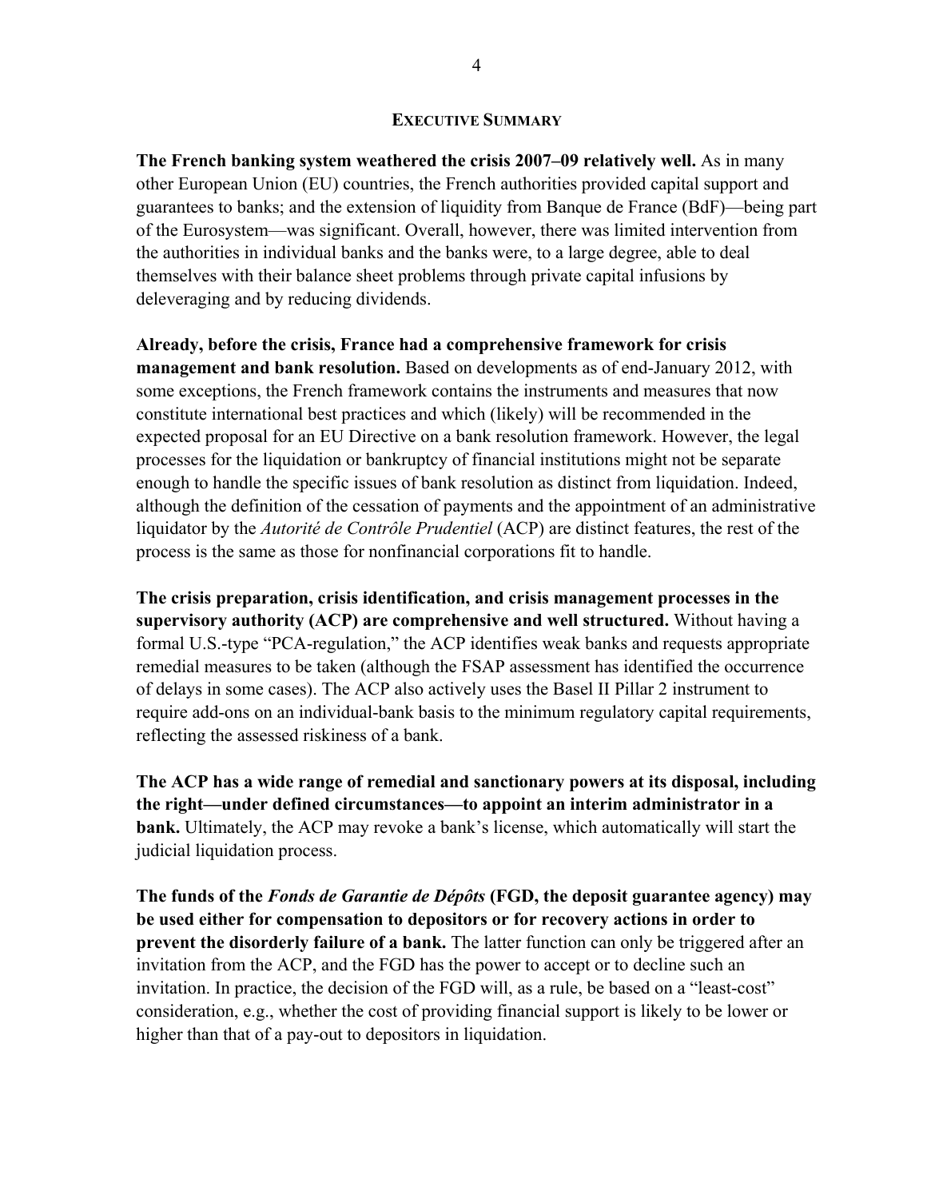## EXECUTIVE SUMMARY

**The French banking system weathered the crisis 2007–09 relatively well.** As in many other European Union (EU) countries, the French authorities provided capital support and guarantees to banks; and the extension of liquidity from Banque de France (BdF)—being part of the Eurosystem—was significant. Overall, however, there was limited intervention from the authorities in individual banks and the banks were, to a large degree, able to deal themselves with their balance sheet problems through private capital infusions by deleveraging and by reducing dividends.

**Already, before the crisis, France had a comprehensive framework for crisis management and bank resolution.** Based on developments as of end-January 2012, with some exceptions, the French framework contains the instruments and measures that now constitute international best practices and which (likely) will be recommended in the expected proposal for an EU Directive on a bank resolution framework. However, the legal processes for the liquidation or bankruptcy of financial institutions might not be separate enough to handle the specific issues of bank resolution as distinct from liquidation. Indeed, although the definition of the cessation of payments and the appointment of an administrative liquidator by the *Autorité de Contrôle Prudentiel* (ACP) are distinct features, the rest of the process is the same as those for nonfinancial corporations fit to handle.

**The crisis preparation, crisis identification, and crisis management processes in the supervisory authority (ACP) are comprehensive and well structured.** Without having a formal U.S.-type "PCA-regulation," the ACP identifies weak banks and requests appropriate remedial measures to be taken (although the FSAP assessment has identified the occurrence of delays in some cases). The ACP also actively uses the Basel II Pillar 2 instrument to require add-ons on an individual-bank basis to the minimum regulatory capital requirements, reflecting the assessed riskiness of a bank.

**The ACP has a wide range of remedial and sanctionary powers at its disposal, including the right—under defined circumstances—to appoint an interim administrator in a bank.** Ultimately, the ACP may revoke a bank's license, which automatically will start the judicial liquidation process.

**The funds of the *Fonds de Garantie de Dépôts* (FGD, the deposit guarantee agency) may be used either for compensation to depositors or for recovery actions in order to prevent the disorderly failure of a bank.** The latter function can only be triggered after an invitation from the ACP, and the FGD has the power to accept or to decline such an invitation. In practice, the decision of the FGD will, as a rule, be based on a "least-cost" consideration, e.g., whether the cost of providing financial support is likely to be lower or higher than that of a pay-out to depositors in liquidation.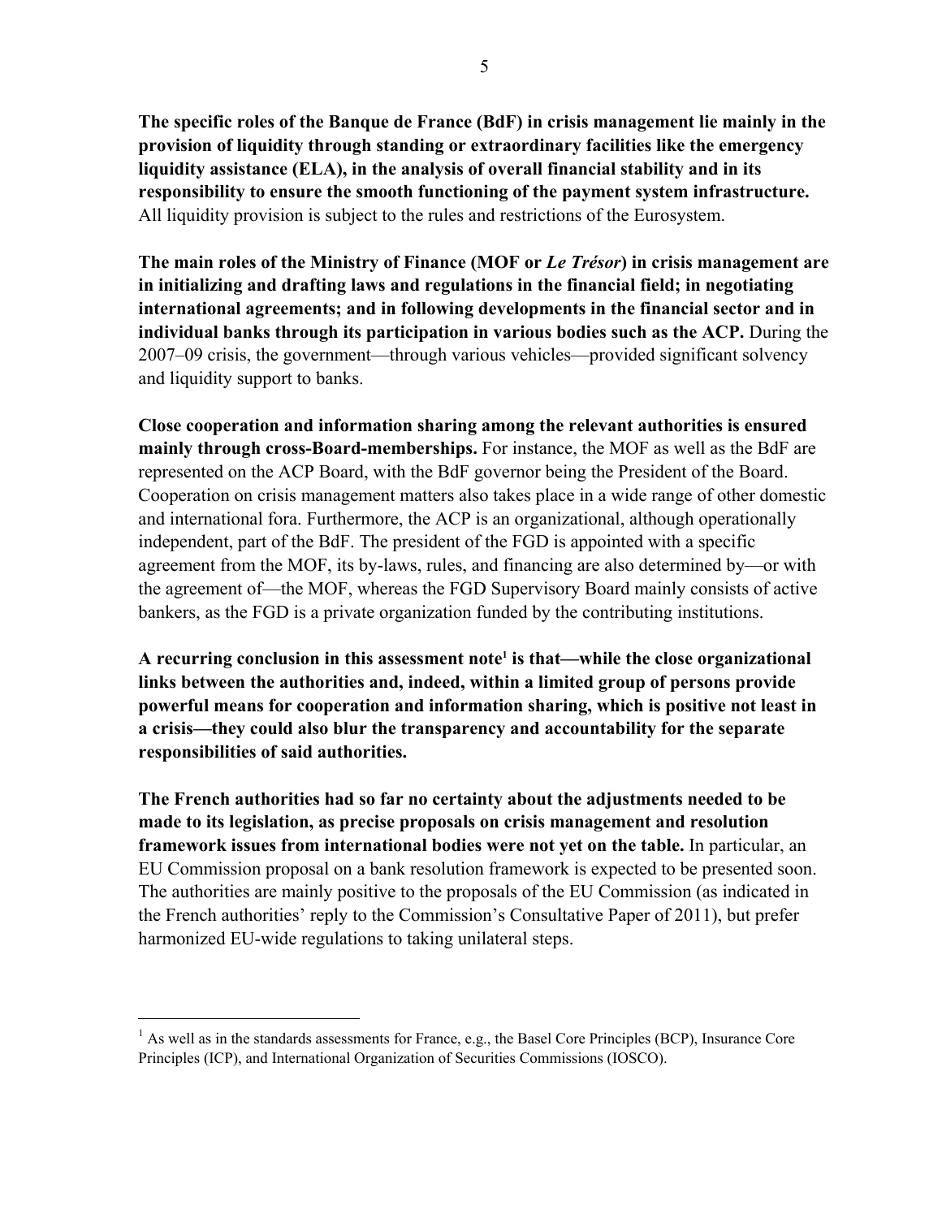**The specific roles of the Banque de France (BdF) in crisis management lie mainly in the provision of liquidity through standing or extraordinary facilities like the emergency liquidity assistance (ELA), in the analysis of overall financial stability and in its responsibility to ensure the smooth functioning of the payment system infrastructure.** All liquidity provision is subject to the rules and restrictions of the Eurosystem.

**The main roles of the Ministry of Finance (MOF or *Le Trésor*) in crisis management are in initializing and drafting laws and regulations in the financial field; in negotiating international agreements; and in following developments in the financial sector and in individual banks through its participation in various bodies such as the ACP.** During the 2007–09 crisis, the government—through various vehicles—provided significant solvency and liquidity support to banks.

**Close cooperation and information sharing among the relevant authorities is ensured mainly through cross-Board-memberships.** For instance, the MOF as well as the BdF are represented on the ACP Board, with the BdF governor being the President of the Board. Cooperation on crisis management matters also takes place in a wide range of other domestic and international fora. Furthermore, the ACP is an organizational, although operationally independent, part of the BdF. The president of the FGD is appointed with a specific agreement from the MOF, its by-laws, rules, and financing are also determined by—or with the agreement of—the MOF, whereas the FGD Supervisory Board mainly consists of active bankers, as the FGD is a private organization funded by the contributing institutions.

**A recurring conclusion in this assessment note[1] is that—while the close organizational links between the authorities and, indeed, within a limited group of persons provide powerful means for cooperation and information sharing, which is positive not least in a crisis—they could also blur the transparency and accountability for the separate responsibilities of said authorities.**

**The French authorities had so far no certainty about the adjustments needed to be made to its legislation, as precise proposals on crisis management and resolution framework issues from international bodies were not yet on the table.** In particular, an EU Commission proposal on a bank resolution framework is expected to be presented soon. The authorities are mainly positive to the proposals of the EU Commission (as indicated in the French authorities' reply to the Commission's Consultative Paper of 2011), but prefer harmonized EU-wide regulations to taking unilateral steps.

---

[1] As well as in the standards assessments for France, e.g., the Basel Core Principles (BCP), Insurance Core Principles (ICP), and International Organization of Securities Commissions (IOSCO).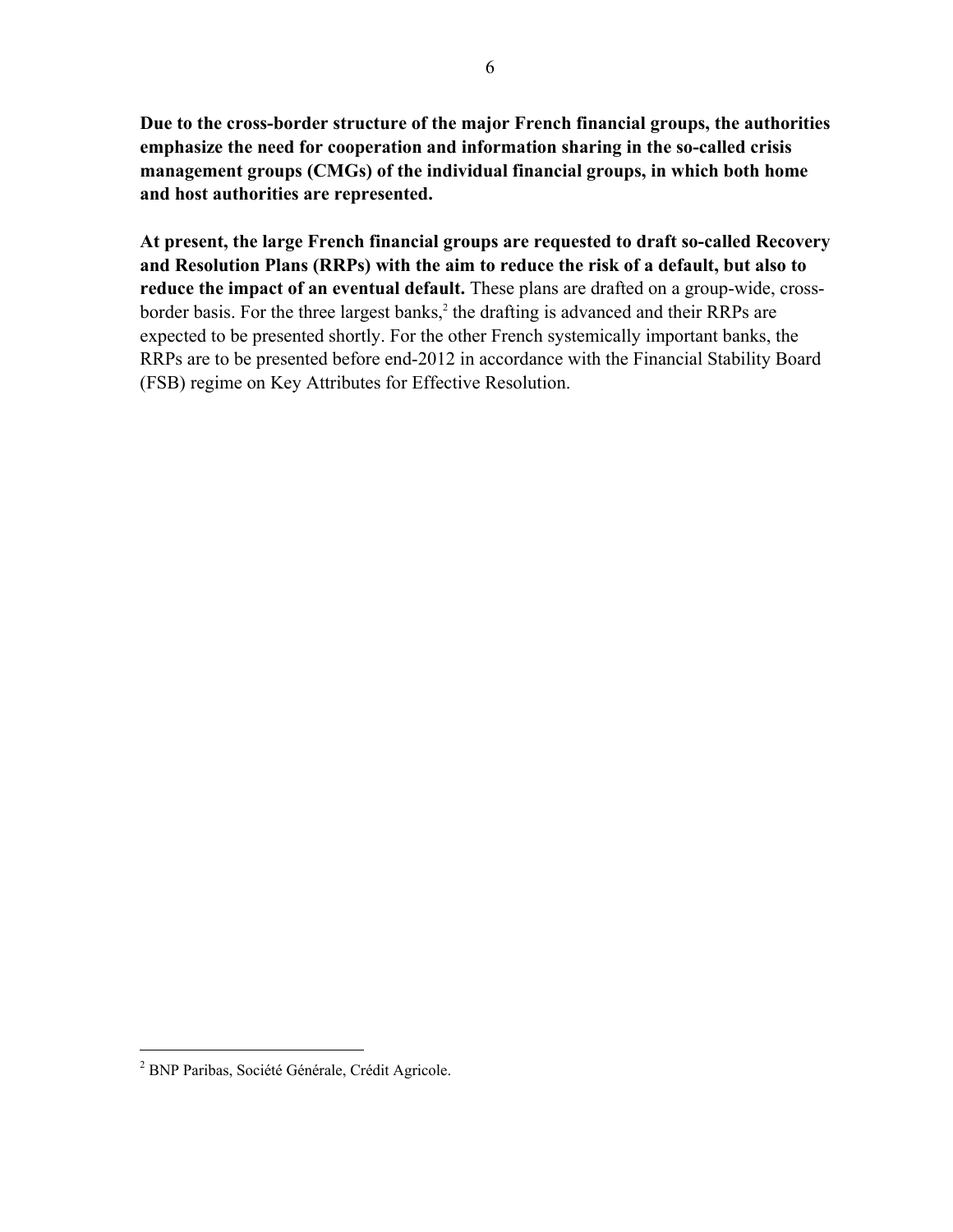**Due to the cross-border structure of the major French financial groups, the authorities emphasize the need for cooperation and information sharing in the so-called crisis management groups (CMGs) of the individual financial groups, in which both home and host authorities are represented.**

**At present, the large French financial groups are requested to draft so-called Recovery and Resolution Plans (RRPs) with the aim to reduce the risk of a default, but also to reduce the impact of an eventual default.** These plans are drafted on a group-wide, cross-border basis. For the three largest banks,[2] the drafting is advanced and their RRPs are expected to be presented shortly. For the other French systemically important banks, the RRPs are to be presented before end-2012 in accordance with the Financial Stability Board (FSB) regime on Key Attributes for Effective Resolution.

[2] BNP Paribas, Société Générale, Crédit Agricole.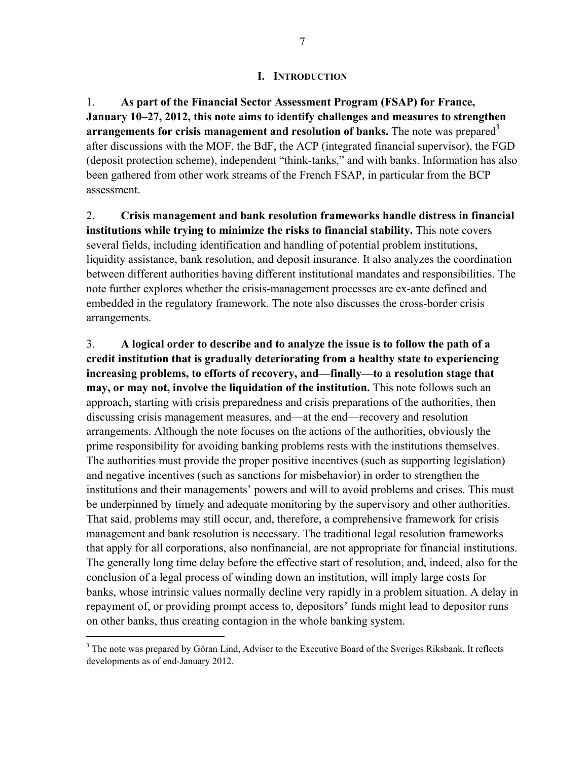# I. INTRODUCTION

1. **As part of the Financial Sector Assessment Program (FSAP) for France, January 10–27, 2012, this note aims to identify challenges and measures to strengthen arrangements for crisis management and resolution of banks.** The note was prepared[3] after discussions with the MOF, the BdF, the ACP (integrated financial supervisor), the FGD (deposit protection scheme), independent "think-tanks," and with banks. Information has also been gathered from other work streams of the French FSAP, in particular from the BCP assessment.

2. **Crisis management and bank resolution frameworks handle distress in financial institutions while trying to minimize the risks to financial stability.** This note covers several fields, including identification and handling of potential problem institutions, liquidity assistance, bank resolution, and deposit insurance. It also analyzes the coordination between different authorities having different institutional mandates and responsibilities. The note further explores whether the crisis-management processes are ex-ante defined and embedded in the regulatory framework. The note also discusses the cross-border crisis arrangements.

3. **A logical order to describe and to analyze the issue is to follow the path of a credit institution that is gradually deteriorating from a healthy state to experiencing increasing problems, to efforts of recovery, and—finally—to a resolution stage that may, or may not, involve the liquidation of the institution.** This note follows such an approach, starting with crisis preparedness and crisis preparations of the authorities, then discussing crisis management measures, and—at the end—recovery and resolution arrangements. Although the note focuses on the actions of the authorities, obviously the prime responsibility for avoiding banking problems rests with the institutions themselves. The authorities must provide the proper positive incentives (such as supporting legislation) and negative incentives (such as sanctions for misbehavior) in order to strengthen the institutions and their managements' powers and will to avoid problems and crises. This must be underpinned by timely and adequate monitoring by the supervisory and other authorities. That said, problems may still occur, and, therefore, a comprehensive framework for crisis management and bank resolution is necessary. The traditional legal resolution frameworks that apply for all corporations, also nonfinancial, are not appropriate for financial institutions. The generally long time delay before the effective start of resolution, and, indeed, also for the conclusion of a legal process of winding down an institution, will imply large costs for banks, whose intrinsic values normally decline very rapidly in a problem situation. A delay in repayment of, or providing prompt access to, depositors' funds might lead to depositor runs on other banks, thus creating contagion in the whole banking system.

---

[3] The note was prepared by Göran Lind, Adviser to the Executive Board of the Sveriges Riksbank. It reflects developments as of end-January 2012.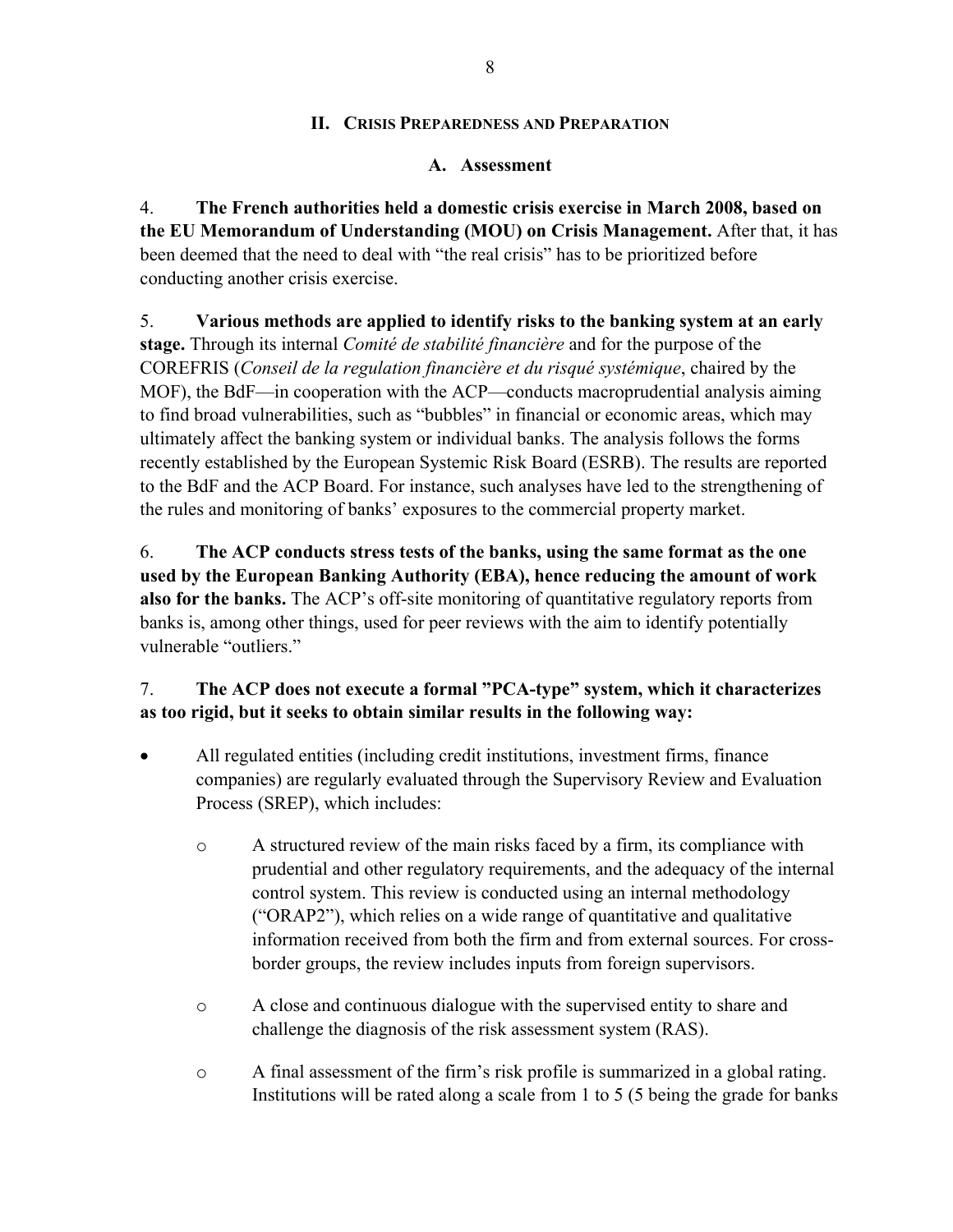## II. Crisis Preparedness and Preparation

### A. Assessment

4. **The French authorities held a domestic crisis exercise in March 2008, based on the EU Memorandum of Understanding (MOU) on Crisis Management.** After that, it has been deemed that the need to deal with "the real crisis" has to be prioritized before conducting another crisis exercise.

5. **Various methods are applied to identify risks to the banking system at an early stage.** Through its internal *Comité de stabilité financière* and for the purpose of the COREFRIS (*Conseil de la regulation financière et du risqué systémique*, chaired by the MOF), the BdF—in cooperation with the ACP—conducts macroprudential analysis aiming to find broad vulnerabilities, such as "bubbles" in financial or economic areas, which may ultimately affect the banking system or individual banks. The analysis follows the forms recently established by the European Systemic Risk Board (ESRB). The results are reported to the BdF and the ACP Board. For instance, such analyses have led to the strengthening of the rules and monitoring of banks' exposures to the commercial property market.

6. **The ACP conducts stress tests of the banks, using the same format as the one used by the European Banking Authority (EBA), hence reducing the amount of work also for the banks.** The ACP's off-site monitoring of quantitative regulatory reports from banks is, among other things, used for peer reviews with the aim to identify potentially vulnerable "outliers."

7. **The ACP does not execute a formal "PCA-type" system, which it characterizes as too rigid, but it seeks to obtain similar results in the following way:**

- All regulated entities (including credit institutions, investment firms, finance companies) are regularly evaluated through the Supervisory Review and Evaluation Process (SREP), which includes:
    - A structured review of the main risks faced by a firm, its compliance with prudential and other regulatory requirements, and the adequacy of the internal control system. This review is conducted using an internal methodology ("ORAP2"), which relies on a wide range of quantitative and qualitative information received from both the firm and from external sources. For cross-border groups, the review includes inputs from foreign supervisors.
    - A close and continuous dialogue with the supervised entity to share and challenge the diagnosis of the risk assessment system (RAS).
    - A final assessment of the firm's risk profile is summarized in a global rating. Institutions will be rated along a scale from 1 to 5 (5 being the grade for banks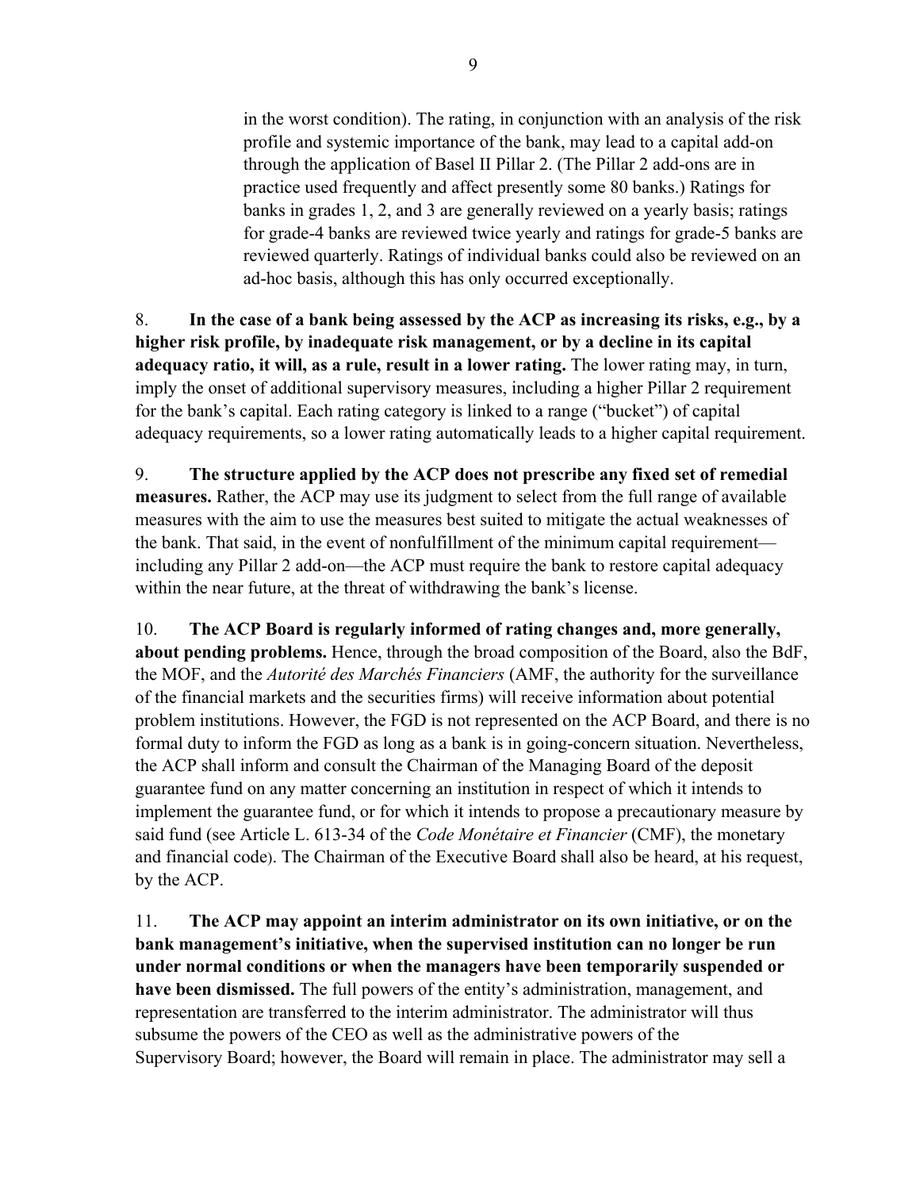in the worst condition). The rating, in conjunction with an analysis of the risk profile and systemic importance of the bank, may lead to a capital add-on through the application of Basel II Pillar 2. (The Pillar 2 add-ons are in practice used frequently and affect presently some 80 banks.) Ratings for banks in grades 1, 2, and 3 are generally reviewed on a yearly basis; ratings for grade-4 banks are reviewed twice yearly and ratings for grade-5 banks are reviewed quarterly. Ratings of individual banks could also be reviewed on an ad-hoc basis, although this has only occurred exceptionally.

8. **In the case of a bank being assessed by the ACP as increasing its risks, e.g., by a higher risk profile, by inadequate risk management, or by a decline in its capital adequacy ratio, it will, as a rule, result in a lower rating.** The lower rating may, in turn, imply the onset of additional supervisory measures, including a higher Pillar 2 requirement for the bank's capital. Each rating category is linked to a range ("bucket") of capital adequacy requirements, so a lower rating automatically leads to a higher capital requirement.

9. **The structure applied by the ACP does not prescribe any fixed set of remedial measures.** Rather, the ACP may use its judgment to select from the full range of available measures with the aim to use the measures best suited to mitigate the actual weaknesses of the bank. That said, in the event of nonfulfillment of the minimum capital requirement—including any Pillar 2 add-on—the ACP must require the bank to restore capital adequacy within the near future, at the threat of withdrawing the bank's license.

10. **The ACP Board is regularly informed of rating changes and, more generally, about pending problems.** Hence, through the broad composition of the Board, also the BdF, the MOF, and the *Autorité des Marchés Financiers* (AMF, the authority for the surveillance of the financial markets and the securities firms) will receive information about potential problem institutions. However, the FGD is not represented on the ACP Board, and there is no formal duty to inform the FGD as long as a bank is in going-concern situation. Nevertheless, the ACP shall inform and consult the Chairman of the Managing Board of the deposit guarantee fund on any matter concerning an institution in respect of which it intends to implement the guarantee fund, or for which it intends to propose a precautionary measure by said fund (see Article L. 613-34 of the *Code Monétaire et Financier* (CMF), the monetary and financial code). The Chairman of the Executive Board shall also be heard, at his request, by the ACP.

11. **The ACP may appoint an interim administrator on its own initiative, or on the bank management's initiative, when the supervised institution can no longer be run under normal conditions or when the managers have been temporarily suspended or have been dismissed.** The full powers of the entity's administration, management, and representation are transferred to the interim administrator. The administrator will thus subsume the powers of the CEO as well as the administrative powers of the Supervisory Board; however, the Board will remain in place. The administrator may sell a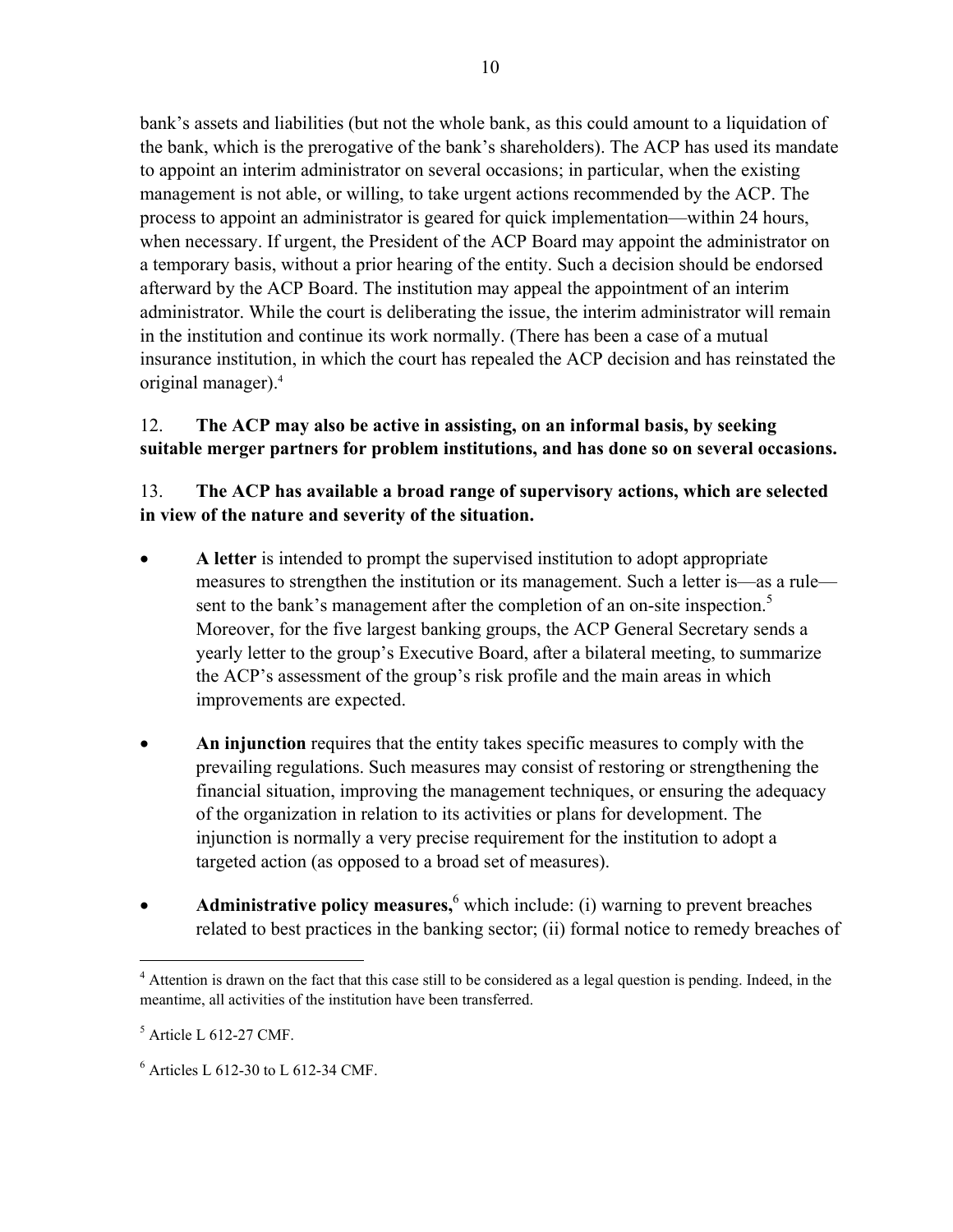bank's assets and liabilities (but not the whole bank, as this could amount to a liquidation of the bank, which is the prerogative of the bank's shareholders). The ACP has used its mandate to appoint an interim administrator on several occasions; in particular, when the existing management is not able, or willing, to take urgent actions recommended by the ACP. The process to appoint an administrator is geared for quick implementation—within 24 hours, when necessary. If urgent, the President of the ACP Board may appoint the administrator on a temporary basis, without a prior hearing of the entity. Such a decision should be endorsed afterward by the ACP Board. The institution may appeal the appointment of an interim administrator. While the court is deliberating the issue, the interim administrator will remain in the institution and continue its work normally. (There has been a case of a mutual insurance institution, in which the court has repealed the ACP decision and has reinstated the original manager).[4]

12. **The ACP may also be active in assisting, on an informal basis, by seeking suitable merger partners for problem institutions, and has done so on several occasions.**

13. **The ACP has available a broad range of supervisory actions, which are selected in view of the nature and severity of the situation.**

- **A letter** is intended to prompt the supervised institution to adopt appropriate measures to strengthen the institution or its management. Such a letter is—as a rule—sent to the bank's management after the completion of an on-site inspection.[5] Moreover, for the five largest banking groups, the ACP General Secretary sends a yearly letter to the group's Executive Board, after a bilateral meeting, to summarize the ACP's assessment of the group's risk profile and the main areas in which improvements are expected.

- **An injunction** requires that the entity takes specific measures to comply with the prevailing regulations. Such measures may consist of restoring or strengthening the financial situation, improving the management techniques, or ensuring the adequacy of the organization in relation to its activities or plans for development. The injunction is normally a very precise requirement for the institution to adopt a targeted action (as opposed to a broad set of measures).

- **Administrative policy measures,**[6] which include: (i) warning to prevent breaches related to best practices in the banking sector; (ii) formal notice to remedy breaches of

---

[4] Attention is drawn on the fact that this case still to be considered as a legal question is pending. Indeed, in the meantime, all activities of the institution have been transferred.

[5] Article L 612-27 CMF.

[6] Articles L 612-30 to L 612-34 CMF.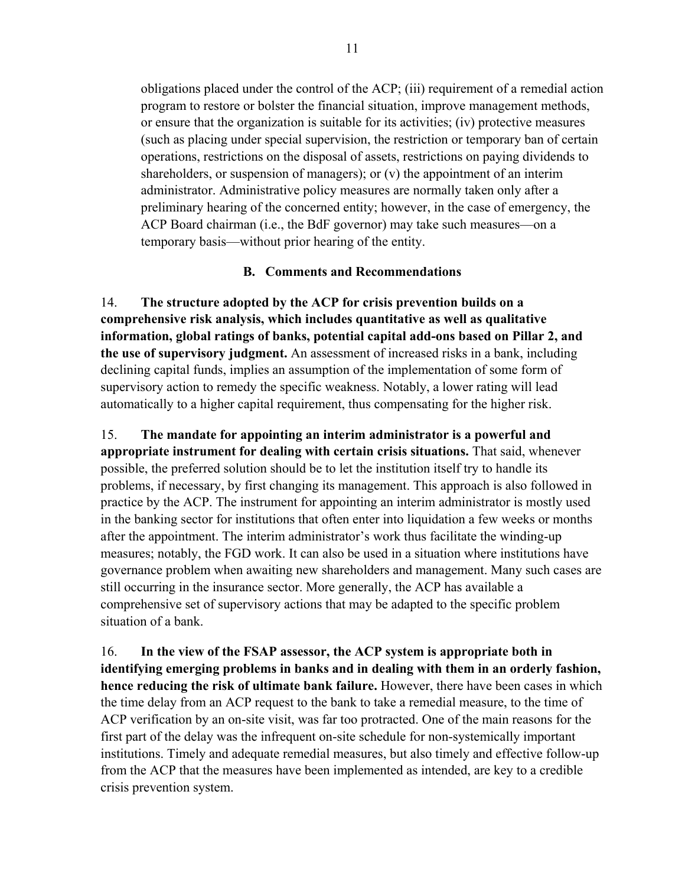obligations placed under the control of the ACP; (iii) requirement of a remedial action program to restore or bolster the financial situation, improve management methods, or ensure that the organization is suitable for its activities; (iv) protective measures (such as placing under special supervision, the restriction or temporary ban of certain operations, restrictions on the disposal of assets, restrictions on paying dividends to shareholders, or suspension of managers); or (v) the appointment of an interim administrator. Administrative policy measures are normally taken only after a preliminary hearing of the concerned entity; however, in the case of emergency, the ACP Board chairman (i.e., the BdF governor) may take such measures—on a temporary basis—without prior hearing of the entity.

### B. Comments and Recommendations

14. **The structure adopted by the ACP for crisis prevention builds on a comprehensive risk analysis, which includes quantitative as well as qualitative information, global ratings of banks, potential capital add-ons based on Pillar 2, and the use of supervisory judgment.** An assessment of increased risks in a bank, including declining capital funds, implies an assumption of the implementation of some form of supervisory action to remedy the specific weakness. Notably, a lower rating will lead automatically to a higher capital requirement, thus compensating for the higher risk.

15. **The mandate for appointing an interim administrator is a powerful and appropriate instrument for dealing with certain crisis situations.** That said, whenever possible, the preferred solution should be to let the institution itself try to handle its problems, if necessary, by first changing its management. This approach is also followed in practice by the ACP. The instrument for appointing an interim administrator is mostly used in the banking sector for institutions that often enter into liquidation a few weeks or months after the appointment. The interim administrator's work thus facilitate the winding-up measures; notably, the FGD work. It can also be used in a situation where institutions have governance problem when awaiting new shareholders and management. Many such cases are still occurring in the insurance sector. More generally, the ACP has available a comprehensive set of supervisory actions that may be adapted to the specific problem situation of a bank.

16. **In the view of the FSAP assessor, the ACP system is appropriate both in identifying emerging problems in banks and in dealing with them in an orderly fashion, hence reducing the risk of ultimate bank failure.** However, there have been cases in which the time delay from an ACP request to the bank to take a remedial measure, to the time of ACP verification by an on-site visit, was far too protracted. One of the main reasons for the first part of the delay was the infrequent on-site schedule for non-systemically important institutions. Timely and adequate remedial measures, but also timely and effective follow-up from the ACP that the measures have been implemented as intended, are key to a credible crisis prevention system.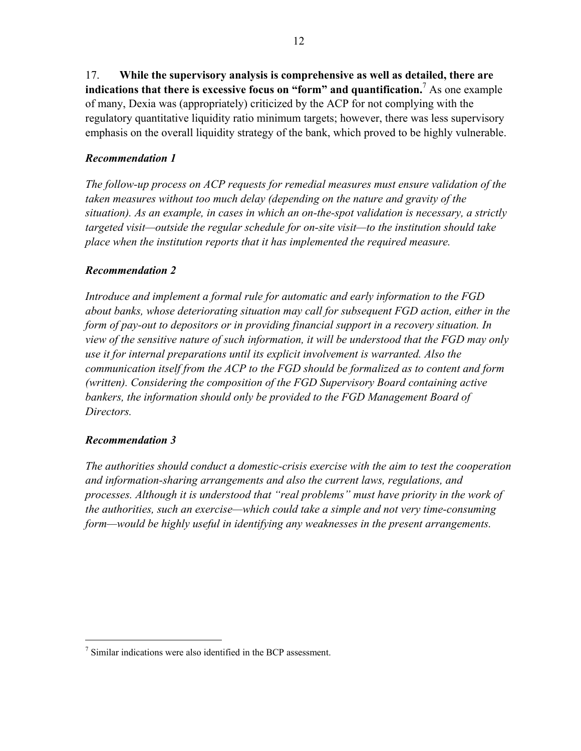17. **While the supervisory analysis is comprehensive as well as detailed, there are indications that there is excessive focus on "form" and quantification.**[7] As one example of many, Dexia was (appropriately) criticized by the ACP for not complying with the regulatory quantitative liquidity ratio minimum targets; however, there was less supervisory emphasis on the overall liquidity strategy of the bank, which proved to be highly vulnerable.

### *Recommendation 1*

*The follow-up process on ACP requests for remedial measures must ensure validation of the taken measures without too much delay (depending on the nature and gravity of the situation). As an example, in cases in which an on-the-spot validation is necessary, a strictly targeted visit—outside the regular schedule for on-site visit—to the institution should take place when the institution reports that it has implemented the required measure.*

### *Recommendation 2*

*Introduce and implement a formal rule for automatic and early information to the FGD about banks, whose deteriorating situation may call for subsequent FGD action, either in the form of pay-out to depositors or in providing financial support in a recovery situation. In view of the sensitive nature of such information, it will be understood that the FGD may only use it for internal preparations until its explicit involvement is warranted. Also the communication itself from the ACP to the FGD should be formalized as to content and form (written). Considering the composition of the FGD Supervisory Board containing active bankers, the information should only be provided to the FGD Management Board of Directors.*

### *Recommendation 3*

*The authorities should conduct a domestic-crisis exercise with the aim to test the cooperation and information-sharing arrangements and also the current laws, regulations, and processes. Although it is understood that "real problems" must have priority in the work of the authorities, such an exercise—which could take a simple and not very time-consuming form—would be highly useful in identifying any weaknesses in the present arrangements.*

---

[7] Similar indications were also identified in the BCP assessment.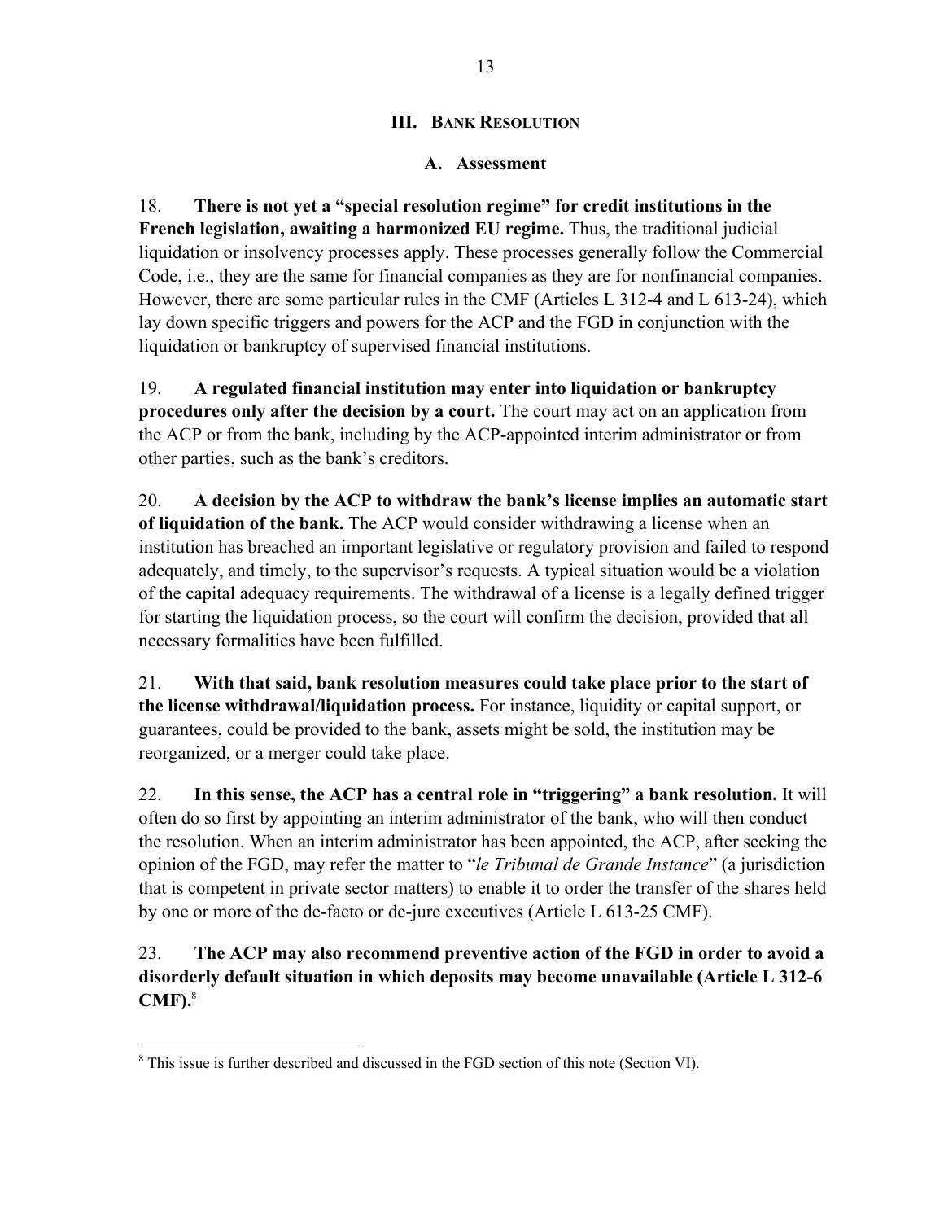## III. Bank Resolution

### A. Assessment

18. **There is not yet a "special resolution regime" for credit institutions in the French legislation, awaiting a harmonized EU regime.** Thus, the traditional judicial liquidation or insolvency processes apply. These processes generally follow the Commercial Code, i.e., they are the same for financial companies as they are for nonfinancial companies. However, there are some particular rules in the CMF (Articles L 312-4 and L 613-24), which lay down specific triggers and powers for the ACP and the FGD in conjunction with the liquidation or bankruptcy of supervised financial institutions.

19. **A regulated financial institution may enter into liquidation or bankruptcy procedures only after the decision by a court.** The court may act on an application from the ACP or from the bank, including by the ACP-appointed interim administrator or from other parties, such as the bank's creditors.

20. **A decision by the ACP to withdraw the bank's license implies an automatic start of liquidation of the bank.** The ACP would consider withdrawing a license when an institution has breached an important legislative or regulatory provision and failed to respond adequately, and timely, to the supervisor's requests. A typical situation would be a violation of the capital adequacy requirements. The withdrawal of a license is a legally defined trigger for starting the liquidation process, so the court will confirm the decision, provided that all necessary formalities have been fulfilled.

21. **With that said, bank resolution measures could take place prior to the start of the license withdrawal/liquidation process.** For instance, liquidity or capital support, or guarantees, could be provided to the bank, assets might be sold, the institution may be reorganized, or a merger could take place.

22. **In this sense, the ACP has a central role in "triggering" a bank resolution.** It will often do so first by appointing an interim administrator of the bank, who will then conduct the resolution. When an interim administrator has been appointed, the ACP, after seeking the opinion of the FGD, may refer the matter to "*le Tribunal de Grande Instance*" (a jurisdiction that is competent in private sector matters) to enable it to order the transfer of the shares held by one or more of the de-facto or de-jure executives (Article L 613-25 CMF).

23. **The ACP may also recommend preventive action of the FGD in order to avoid a disorderly default situation in which deposits may become unavailable (Article L 312-6 CMF).**[8]

---

[8] This issue is further described and discussed in the FGD section of this note (Section VI).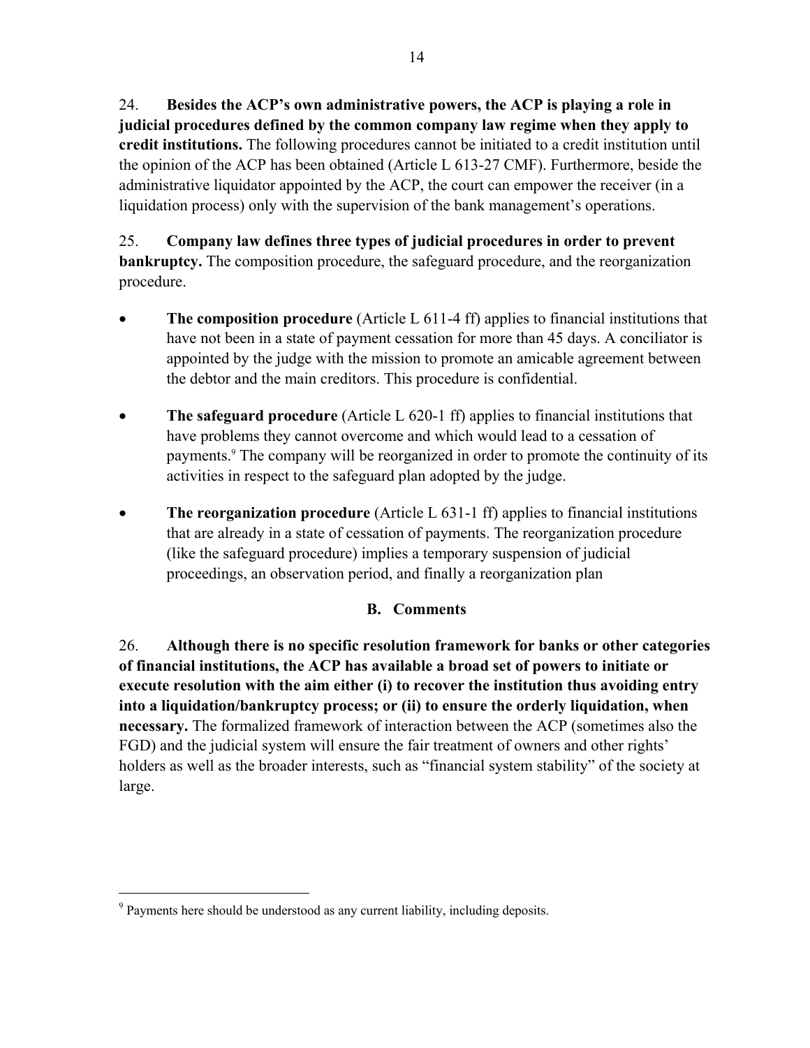24. **Besides the ACP's own administrative powers, the ACP is playing a role in judicial procedures defined by the common company law regime when they apply to credit institutions.** The following procedures cannot be initiated to a credit institution until the opinion of the ACP has been obtained (Article L 613-27 CMF). Furthermore, beside the administrative liquidator appointed by the ACP, the court can empower the receiver (in a liquidation process) only with the supervision of the bank management's operations.

25. **Company law defines three types of judicial procedures in order to prevent bankruptcy.** The composition procedure, the safeguard procedure, and the reorganization procedure.

- **The composition procedure** (Article L 611-4 ff) applies to financial institutions that have not been in a state of payment cessation for more than 45 days. A conciliator is appointed by the judge with the mission to promote an amicable agreement between the debtor and the main creditors. This procedure is confidential.
- **The safeguard procedure** (Article L 620-1 ff) applies to financial institutions that have problems they cannot overcome and which would lead to a cessation of payments.[9] The company will be reorganized in order to promote the continuity of its activities in respect to the safeguard plan adopted by the judge.
- **The reorganization procedure** (Article L 631-1 ff) applies to financial institutions that are already in a state of cessation of payments. The reorganization procedure (like the safeguard procedure) implies a temporary suspension of judicial proceedings, an observation period, and finally a reorganization plan

## B. Comments

26. **Although there is no specific resolution framework for banks or other categories of financial institutions, the ACP has available a broad set of powers to initiate or execute resolution with the aim either (i) to recover the institution thus avoiding entry into a liquidation/bankruptcy process; or (ii) to ensure the orderly liquidation, when necessary.** The formalized framework of interaction between the ACP (sometimes also the FGD) and the judicial system will ensure the fair treatment of owners and other rights' holders as well as the broader interests, such as "financial system stability" of the society at large.

---

[9] Payments here should be understood as any current liability, including deposits.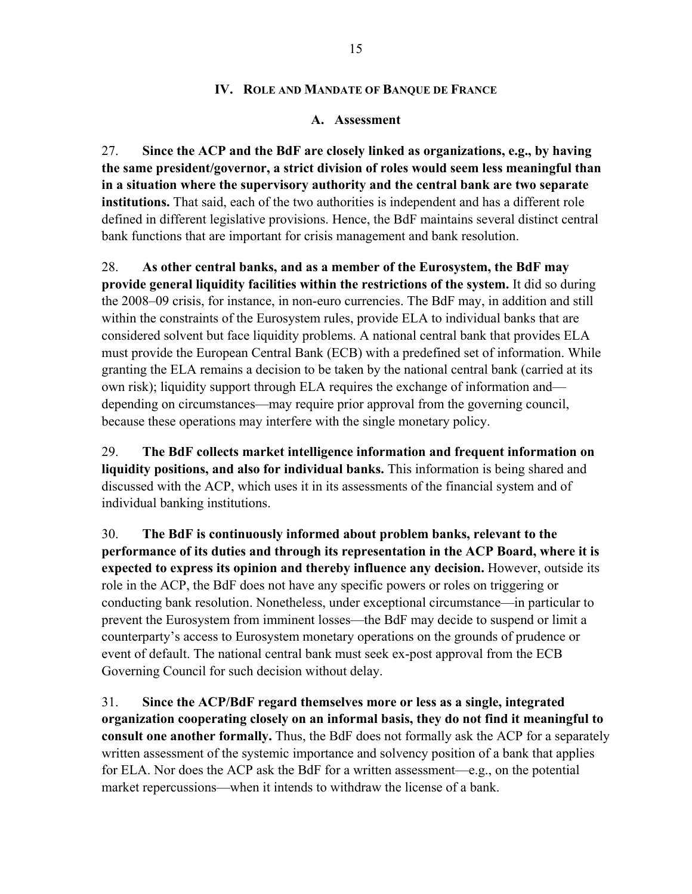## IV. Role and Mandate of Banque de France

### A. Assessment

27. **Since the ACP and the BdF are closely linked as organizations, e.g., by having the same president/governor, a strict division of roles would seem less meaningful than in a situation where the supervisory authority and the central bank are two separate institutions.** That said, each of the two authorities is independent and has a different role defined in different legislative provisions. Hence, the BdF maintains several distinct central bank functions that are important for crisis management and bank resolution.

28. **As other central banks, and as a member of the Eurosystem, the BdF may provide general liquidity facilities within the restrictions of the system.** It did so during the 2008–09 crisis, for instance, in non-euro currencies. The BdF may, in addition and still within the constraints of the Eurosystem rules, provide ELA to individual banks that are considered solvent but face liquidity problems. A national central bank that provides ELA must provide the European Central Bank (ECB) with a predefined set of information. While granting the ELA remains a decision to be taken by the national central bank (carried at its own risk); liquidity support through ELA requires the exchange of information and—depending on circumstances—may require prior approval from the governing council, because these operations may interfere with the single monetary policy.

29. **The BdF collects market intelligence information and frequent information on liquidity positions, and also for individual banks.** This information is being shared and discussed with the ACP, which uses it in its assessments of the financial system and of individual banking institutions.

30. **The BdF is continuously informed about problem banks, relevant to the performance of its duties and through its representation in the ACP Board, where it is expected to express its opinion and thereby influence any decision.** However, outside its role in the ACP, the BdF does not have any specific powers or roles on triggering or conducting bank resolution. Nonetheless, under exceptional circumstance—in particular to prevent the Eurosystem from imminent losses—the BdF may decide to suspend or limit a counterparty's access to Eurosystem monetary operations on the grounds of prudence or event of default. The national central bank must seek ex-post approval from the ECB Governing Council for such decision without delay.

31. **Since the ACP/BdF regard themselves more or less as a single, integrated organization cooperating closely on an informal basis, they do not find it meaningful to consult one another formally.** Thus, the BdF does not formally ask the ACP for a separately written assessment of the systemic importance and solvency position of a bank that applies for ELA. Nor does the ACP ask the BdF for a written assessment—e.g., on the potential market repercussions—when it intends to withdraw the license of a bank.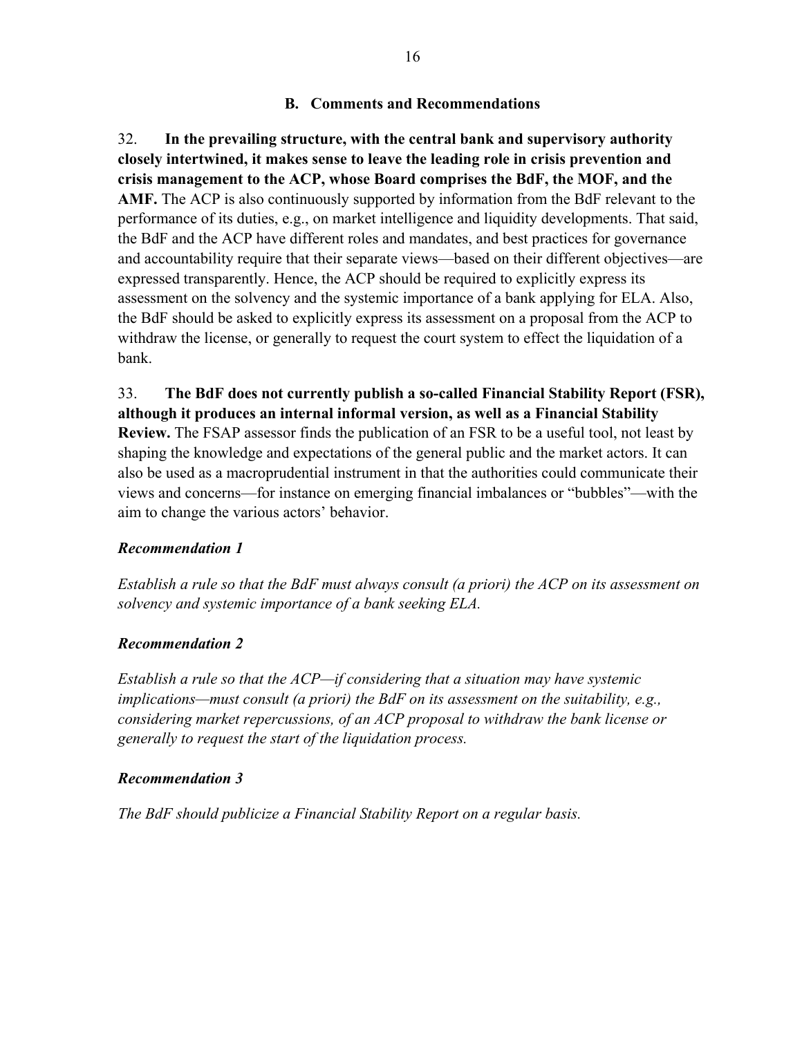## B. Comments and Recommendations

32. **In the prevailing structure, with the central bank and supervisory authority closely intertwined, it makes sense to leave the leading role in crisis prevention and crisis management to the ACP, whose Board comprises the BdF, the MOF, and the AMF.** The ACP is also continuously supported by information from the BdF relevant to the performance of its duties, e.g., on market intelligence and liquidity developments. That said, the BdF and the ACP have different roles and mandates, and best practices for governance and accountability require that their separate views—based on their different objectives—are expressed transparently. Hence, the ACP should be required to explicitly express its assessment on the solvency and the systemic importance of a bank applying for ELA. Also, the BdF should be asked to explicitly express its assessment on a proposal from the ACP to withdraw the license, or generally to request the court system to effect the liquidation of a bank.

33. **The BdF does not currently publish a so-called Financial Stability Report (FSR), although it produces an internal informal version, as well as a Financial Stability Review.** The FSAP assessor finds the publication of an FSR to be a useful tool, not least by shaping the knowledge and expectations of the general public and the market actors. It can also be used as a macroprudential instrument in that the authorities could communicate their views and concerns—for instance on emerging financial imbalances or "bubbles"—with the aim to change the various actors' behavior.

***Recommendation 1***

*Establish a rule so that the BdF must always consult (a priori) the ACP on its assessment on solvency and systemic importance of a bank seeking ELA.*

***Recommendation 2***

*Establish a rule so that the ACP—if considering that a situation may have systemic implications—must consult (a priori) the BdF on its assessment on the suitability, e.g., considering market repercussions, of an ACP proposal to withdraw the bank license or generally to request the start of the liquidation process.*

***Recommendation 3***

*The BdF should publicize a Financial Stability Report on a regular basis.*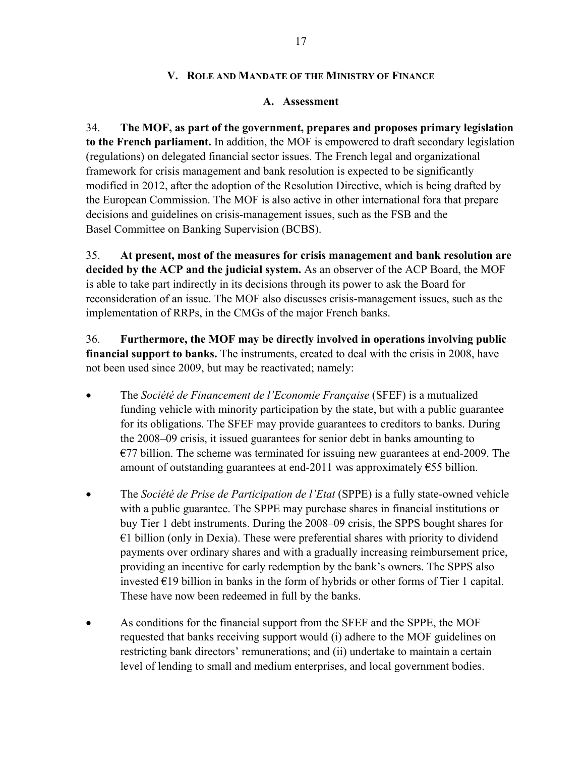## V. Role and Mandate of the Ministry of Finance

### A. Assessment

34. **The MOF, as part of the government, prepares and proposes primary legislation to the French parliament.** In addition, the MOF is empowered to draft secondary legislation (regulations) on delegated financial sector issues. The French legal and organizational framework for crisis management and bank resolution is expected to be significantly modified in 2012, after the adoption of the Resolution Directive, which is being drafted by the European Commission. The MOF is also active in other international fora that prepare decisions and guidelines on crisis-management issues, such as the FSB and the Basel Committee on Banking Supervision (BCBS).

35. **At present, most of the measures for crisis management and bank resolution are decided by the ACP and the judicial system.** As an observer of the ACP Board, the MOF is able to take part indirectly in its decisions through its power to ask the Board for reconsideration of an issue. The MOF also discusses crisis-management issues, such as the implementation of RRPs, in the CMGs of the major French banks.

36. **Furthermore, the MOF may be directly involved in operations involving public financial support to banks.** The instruments, created to deal with the crisis in 2008, have not been used since 2009, but may be reactivated; namely:

- The *Société de Financement de l'Economie Française* (SFEF) is a mutualized funding vehicle with minority participation by the state, but with a public guarantee for its obligations. The SFEF may provide guarantees to creditors to banks. During the 2008–09 crisis, it issued guarantees for senior debt in banks amounting to €77 billion. The scheme was terminated for issuing new guarantees at end-2009. The amount of outstanding guarantees at end-2011 was approximately €55 billion.
- The *Société de Prise de Participation de l'Etat* (SPPE) is a fully state-owned vehicle with a public guarantee. The SPPE may purchase shares in financial institutions or buy Tier 1 debt instruments. During the 2008–09 crisis, the SPPS bought shares for €1 billion (only in Dexia). These were preferential shares with priority to dividend payments over ordinary shares and with a gradually increasing reimbursement price, providing an incentive for early redemption by the bank's owners. The SPPS also invested €19 billion in banks in the form of hybrids or other forms of Tier 1 capital. These have now been redeemed in full by the banks.
- As conditions for the financial support from the SFEF and the SPPE, the MOF requested that banks receiving support would (i) adhere to the MOF guidelines on restricting bank directors' remunerations; and (ii) undertake to maintain a certain level of lending to small and medium enterprises, and local government bodies.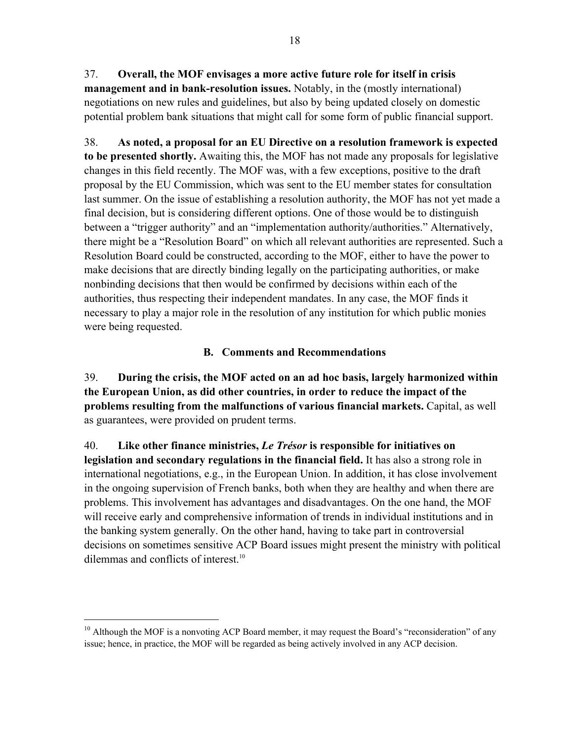37. **Overall, the MOF envisages a more active future role for itself in crisis management and in bank-resolution issues.** Notably, in the (mostly international) negotiations on new rules and guidelines, but also by being updated closely on domestic potential problem bank situations that might call for some form of public financial support.

38. **As noted, a proposal for an EU Directive on a resolution framework is expected to be presented shortly.** Awaiting this, the MOF has not made any proposals for legislative changes in this field recently. The MOF was, with a few exceptions, positive to the draft proposal by the EU Commission, which was sent to the EU member states for consultation last summer. On the issue of establishing a resolution authority, the MOF has not yet made a final decision, but is considering different options. One of those would be to distinguish between a "trigger authority" and an "implementation authority/authorities." Alternatively, there might be a "Resolution Board" on which all relevant authorities are represented. Such a Resolution Board could be constructed, according to the MOF, either to have the power to make decisions that are directly binding legally on the participating authorities, or make nonbinding decisions that then would be confirmed by decisions within each of the authorities, thus respecting their independent mandates. In any case, the MOF finds it necessary to play a major role in the resolution of any institution for which public monies were being requested.

### B. Comments and Recommendations

39. **During the crisis, the MOF acted on an ad hoc basis, largely harmonized within the European Union, as did other countries, in order to reduce the impact of the problems resulting from the malfunctions of various financial markets.** Capital, as well as guarantees, were provided on prudent terms.

40. **Like other finance ministries, *Le Trésor* is responsible for initiatives on legislation and secondary regulations in the financial field.** It has also a strong role in international negotiations, e.g., in the European Union. In addition, it has close involvement in the ongoing supervision of French banks, both when they are healthy and when there are problems. This involvement has advantages and disadvantages. On the one hand, the MOF will receive early and comprehensive information of trends in individual institutions and in the banking system generally. On the other hand, having to take part in controversial decisions on sometimes sensitive ACP Board issues might present the ministry with political dilemmas and conflicts of interest.[10]

---

[10] Although the MOF is a nonvoting ACP Board member, it may request the Board's "reconsideration" of any issue; hence, in practice, the MOF will be regarded as being actively involved in any ACP decision.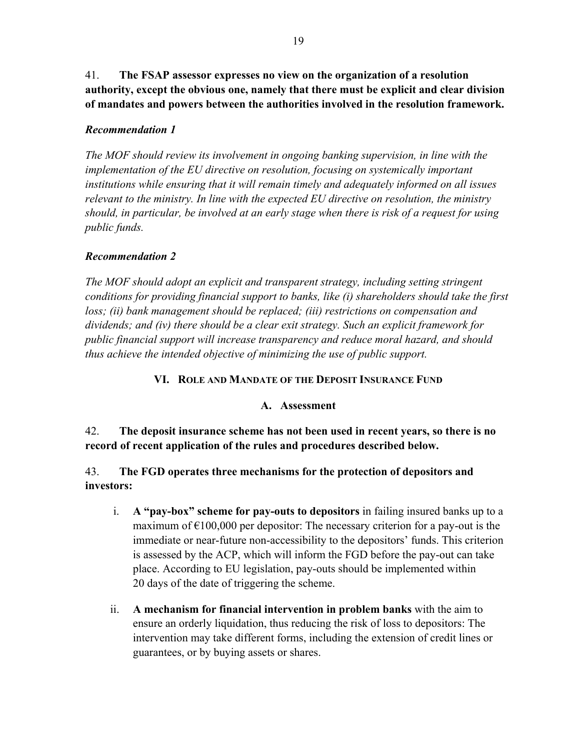41. **The FSAP assessor expresses no view on the organization of a resolution authority, except the obvious one, namely that there must be explicit and clear division of mandates and powers between the authorities involved in the resolution framework.**

***Recommendation 1***

*The MOF should review its involvement in ongoing banking supervision, in line with the implementation of the EU directive on resolution, focusing on systemically important institutions while ensuring that it will remain timely and adequately informed on all issues relevant to the ministry. In line with the expected EU directive on resolution, the ministry should, in particular, be involved at an early stage when there is risk of a request for using public funds.*

***Recommendation 2***

*The MOF should adopt an explicit and transparent strategy, including setting stringent conditions for providing financial support to banks, like (i) shareholders should take the first loss; (ii) bank management should be replaced; (iii) restrictions on compensation and dividends; and (iv) there should be a clear exit strategy. Such an explicit framework for public financial support will increase transparency and reduce moral hazard, and should thus achieve the intended objective of minimizing the use of public support.*

## VI. Role and Mandate of the Deposit Insurance Fund

### A. Assessment

42. **The deposit insurance scheme has not been used in recent years, so there is no record of recent application of the rules and procedures described below.**

43. **The FGD operates three mechanisms for the protection of depositors and investors:**

i. **A "pay-box" scheme for pay-outs to depositors** in failing insured banks up to a maximum of €100,000 per depositor: The necessary criterion for a pay-out is the immediate or near-future non-accessibility to the depositors' funds. This criterion is assessed by the ACP, which will inform the FGD before the pay-out can take place. According to EU legislation, pay-outs should be implemented within 20 days of the date of triggering the scheme.

ii. **A mechanism for financial intervention in problem banks** with the aim to ensure an orderly liquidation, thus reducing the risk of loss to depositors: The intervention may take different forms, including the extension of credit lines or guarantees, or by buying assets or shares.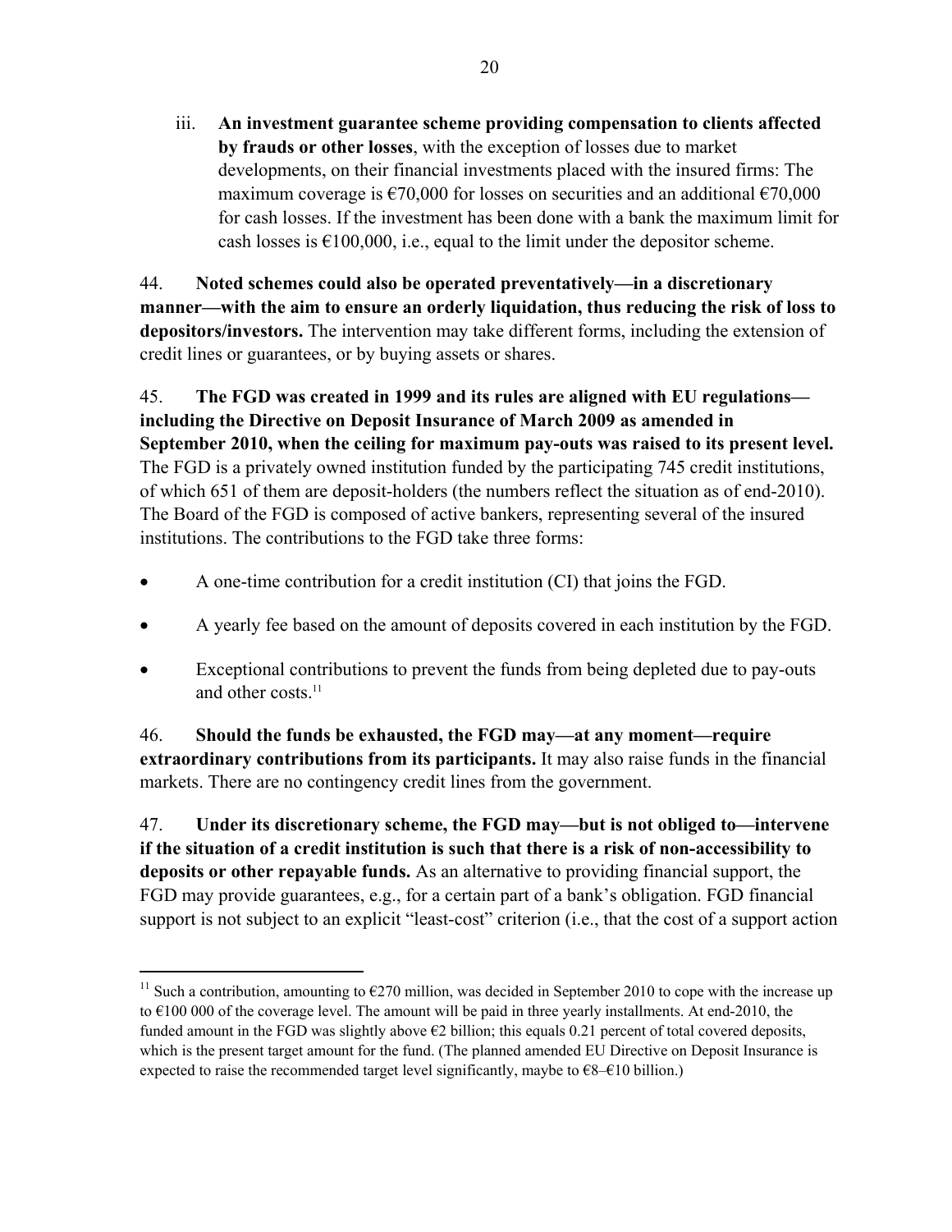iii. **An investment guarantee scheme providing compensation to clients affected by frauds or other losses**, with the exception of losses due to market developments, on their financial investments placed with the insured firms: The maximum coverage is €70,000 for losses on securities and an additional €70,000 for cash losses. If the investment has been done with a bank the maximum limit for cash losses is €100,000, i.e., equal to the limit under the depositor scheme.

44. **Noted schemes could also be operated preventatively—in a discretionary manner—with the aim to ensure an orderly liquidation, thus reducing the risk of loss to depositors/investors.** The intervention may take different forms, including the extension of credit lines or guarantees, or by buying assets or shares.

45. **The FGD was created in 1999 and its rules are aligned with EU regulations—including the Directive on Deposit Insurance of March 2009 as amended in September 2010, when the ceiling for maximum pay-outs was raised to its present level.** The FGD is a privately owned institution funded by the participating 745 credit institutions, of which 651 of them are deposit-holders (the numbers reflect the situation as of end-2010). The Board of the FGD is composed of active bankers, representing several of the insured institutions. The contributions to the FGD take three forms:

- A one-time contribution for a credit institution (CI) that joins the FGD.
- A yearly fee based on the amount of deposits covered in each institution by the FGD.
- Exceptional contributions to prevent the funds from being depleted due to pay-outs and other costs.[11]

46. **Should the funds be exhausted, the FGD may—at any moment—require extraordinary contributions from its participants.** It may also raise funds in the financial markets. There are no contingency credit lines from the government.

47. **Under its discretionary scheme, the FGD may—but is not obliged to—intervene if the situation of a credit institution is such that there is a risk of non-accessibility to deposits or other repayable funds.** As an alternative to providing financial support, the FGD may provide guarantees, e.g., for a certain part of a bank's obligation. FGD financial support is not subject to an explicit "least-cost" criterion (i.e., that the cost of a support action

---

[11] Such a contribution, amounting to €270 million, was decided in September 2010 to cope with the increase up to €100 000 of the coverage level. The amount will be paid in three yearly installments. At end-2010, the funded amount in the FGD was slightly above €2 billion; this equals 0.21 percent of total covered deposits, which is the present target amount for the fund. (The planned amended EU Directive on Deposit Insurance is expected to raise the recommended target level significantly, maybe to €8–€10 billion.)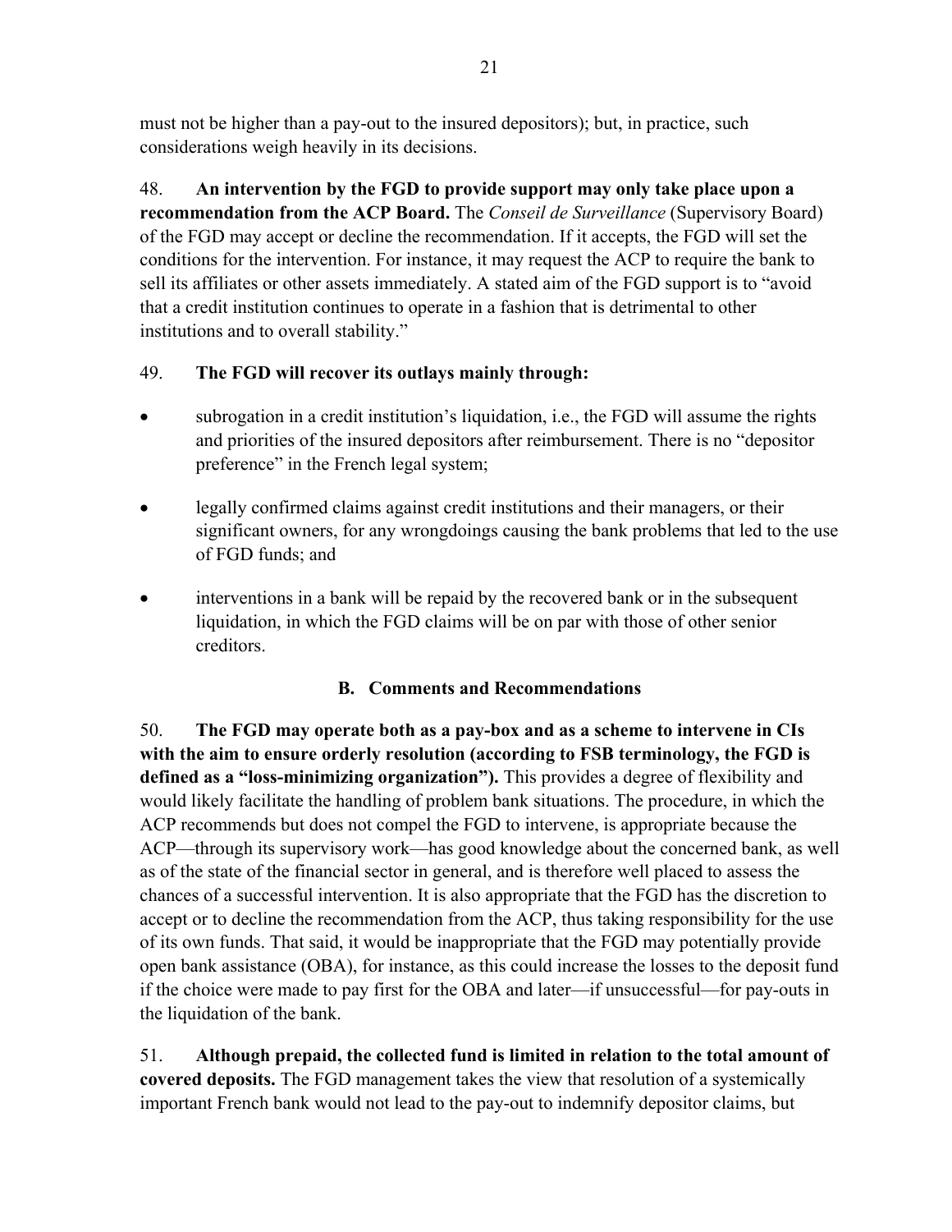must not be higher than a pay-out to the insured depositors); but, in practice, such considerations weigh heavily in its decisions.

48. **An intervention by the FGD to provide support may only take place upon a recommendation from the ACP Board.** The *Conseil de Surveillance* (Supervisory Board) of the FGD may accept or decline the recommendation. If it accepts, the FGD will set the conditions for the intervention. For instance, it may request the ACP to require the bank to sell its affiliates or other assets immediately. A stated aim of the FGD support is to "avoid that a credit institution continues to operate in a fashion that is detrimental to other institutions and to overall stability."

49. **The FGD will recover its outlays mainly through:**

- subrogation in a credit institution's liquidation, i.e., the FGD will assume the rights and priorities of the insured depositors after reimbursement. There is no "depositor preference" in the French legal system;
- legally confirmed claims against credit institutions and their managers, or their significant owners, for any wrongdoings causing the bank problems that led to the use of FGD funds; and
- interventions in a bank will be repaid by the recovered bank or in the subsequent liquidation, in which the FGD claims will be on par with those of other senior creditors.

### B. Comments and Recommendations

50. **The FGD may operate both as a pay-box and as a scheme to intervene in CIs with the aim to ensure orderly resolution (according to FSB terminology, the FGD is defined as a "loss-minimizing organization").** This provides a degree of flexibility and would likely facilitate the handling of problem bank situations. The procedure, in which the ACP recommends but does not compel the FGD to intervene, is appropriate because the ACP—through its supervisory work—has good knowledge about the concerned bank, as well as of the state of the financial sector in general, and is therefore well placed to assess the chances of a successful intervention. It is also appropriate that the FGD has the discretion to accept or to decline the recommendation from the ACP, thus taking responsibility for the use of its own funds. That said, it would be inappropriate that the FGD may potentially provide open bank assistance (OBA), for instance, as this could increase the losses to the deposit fund if the choice were made to pay first for the OBA and later—if unsuccessful—for pay-outs in the liquidation of the bank.

51. **Although prepaid, the collected fund is limited in relation to the total amount of covered deposits.** The FGD management takes the view that resolution of a systemically important French bank would not lead to the pay-out to indemnify depositor claims, but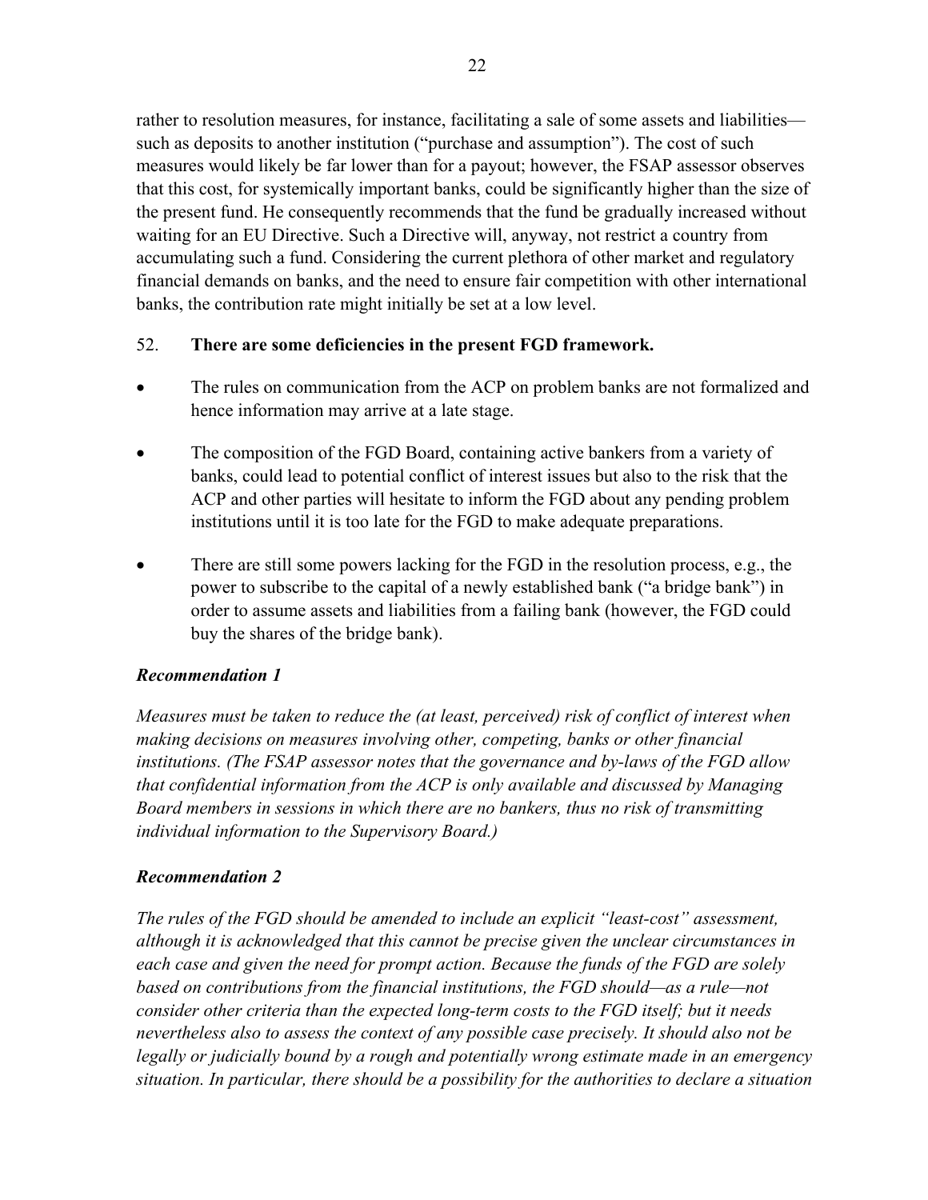rather to resolution measures, for instance, facilitating a sale of some assets and liabilities—such as deposits to another institution ("purchase and assumption"). The cost of such measures would likely be far lower than for a payout; however, the FSAP assessor observes that this cost, for systemically important banks, could be significantly higher than the size of the present fund. He consequently recommends that the fund be gradually increased without waiting for an EU Directive. Such a Directive will, anyway, not restrict a country from accumulating such a fund. Considering the current plethora of other market and regulatory financial demands on banks, and the need to ensure fair competition with other international banks, the contribution rate might initially be set at a low level.

52. **There are some deficiencies in the present FGD framework.**

- The rules on communication from the ACP on problem banks are not formalized and hence information may arrive at a late stage.
- The composition of the FGD Board, containing active bankers from a variety of banks, could lead to potential conflict of interest issues but also to the risk that the ACP and other parties will hesitate to inform the FGD about any pending problem institutions until it is too late for the FGD to make adequate preparations.
- There are still some powers lacking for the FGD in the resolution process, e.g., the power to subscribe to the capital of a newly established bank ("a bridge bank") in order to assume assets and liabilities from a failing bank (however, the FGD could buy the shares of the bridge bank).

***Recommendation 1***

*Measures must be taken to reduce the (at least, perceived) risk of conflict of interest when making decisions on measures involving other, competing, banks or other financial institutions. (The FSAP assessor notes that the governance and by-laws of the FGD allow that confidential information from the ACP is only available and discussed by Managing Board members in sessions in which there are no bankers, thus no risk of transmitting individual information to the Supervisory Board.)*

***Recommendation 2***

*The rules of the FGD should be amended to include an explicit "least-cost" assessment, although it is acknowledged that this cannot be precise given the unclear circumstances in each case and given the need for prompt action. Because the funds of the FGD are solely based on contributions from the financial institutions, the FGD should—as a rule—not consider other criteria than the expected long-term costs to the FGD itself; but it needs nevertheless also to assess the context of any possible case precisely. It should also not be legally or judicially bound by a rough and potentially wrong estimate made in an emergency situation. In particular, there should be a possibility for the authorities to declare a situation*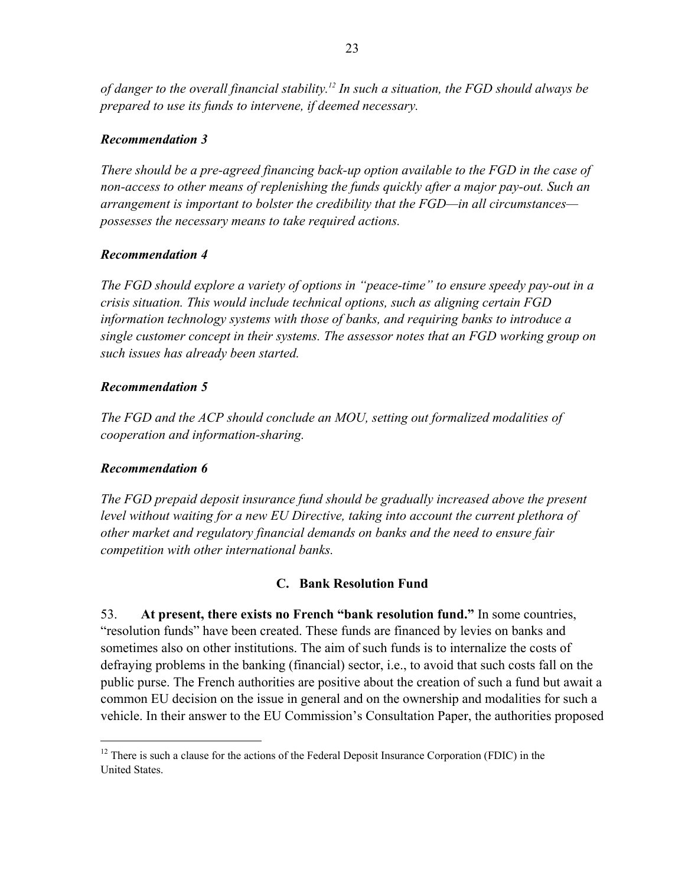*of danger to the overall financial stability.*[12] *In such a situation, the FGD should always be prepared to use its funds to intervene, if deemed necessary.*

***Recommendation 3***

*There should be a pre-agreed financing back-up option available to the FGD in the case of non-access to other means of replenishing the funds quickly after a major pay-out. Such an arrangement is important to bolster the credibility that the FGD—in all circumstances—possesses the necessary means to take required actions.*

***Recommendation 4***

*The FGD should explore a variety of options in "peace-time" to ensure speedy pay-out in a crisis situation. This would include technical options, such as aligning certain FGD information technology systems with those of banks, and requiring banks to introduce a single customer concept in their systems. The assessor notes that an FGD working group on such issues has already been started.*

***Recommendation 5***

*The FGD and the ACP should conclude an MOU, setting out formalized modalities of cooperation and information-sharing.*

***Recommendation 6***

*The FGD prepaid deposit insurance fund should be gradually increased above the present level without waiting for a new EU Directive, taking into account the current plethora of other market and regulatory financial demands on banks and the need to ensure fair competition with other international banks.*

### C. Bank Resolution Fund

53. **At present, there exists no French "bank resolution fund."** In some countries, "resolution funds" have been created. These funds are financed by levies on banks and sometimes also on other institutions. The aim of such funds is to internalize the costs of defraying problems in the banking (financial) sector, i.e., to avoid that such costs fall on the public purse. The French authorities are positive about the creation of such a fund but await a common EU decision on the issue in general and on the ownership and modalities for such a vehicle. In their answer to the EU Commission's Consultation Paper, the authorities proposed

---

[12] There is such a clause for the actions of the Federal Deposit Insurance Corporation (FDIC) in the United States.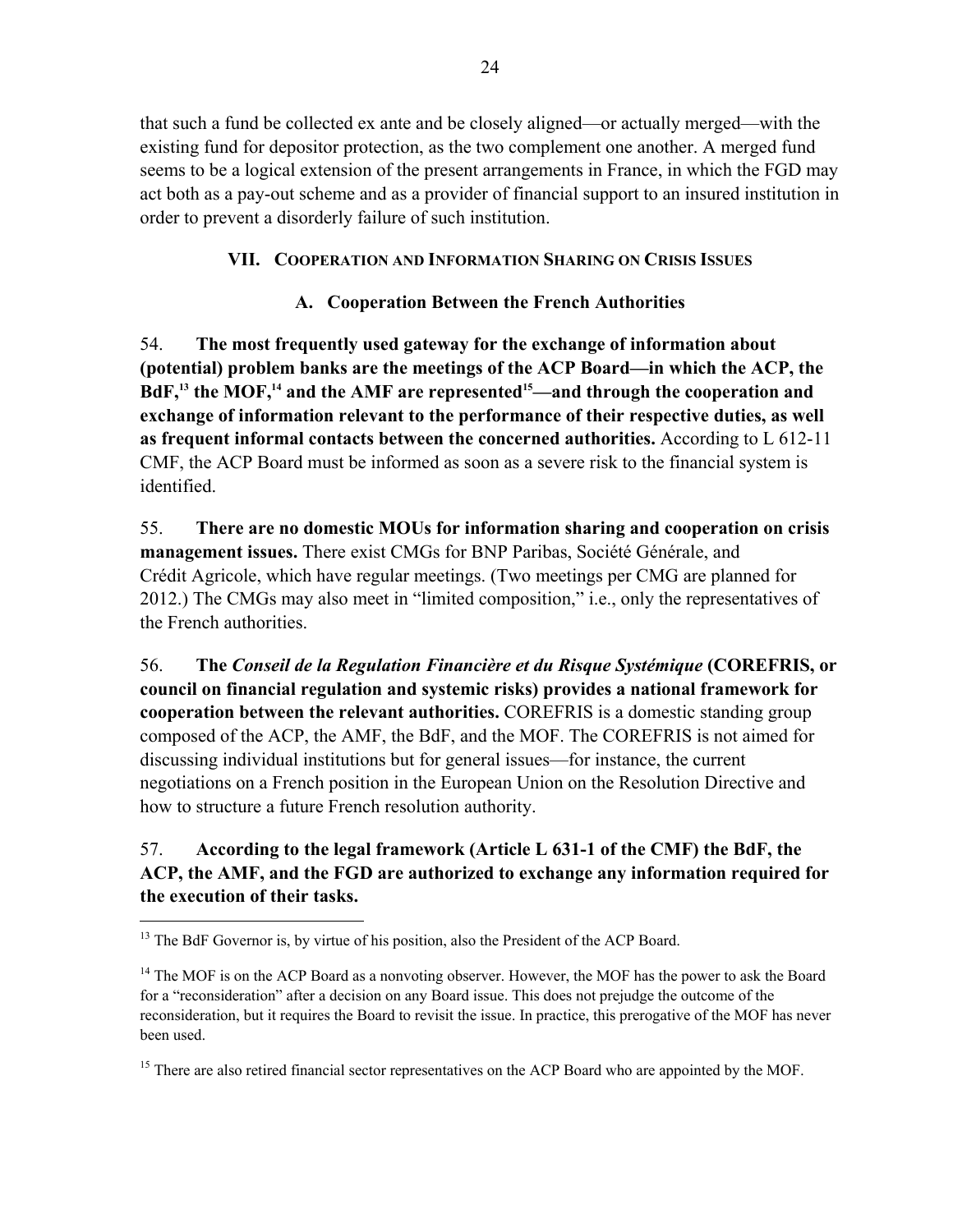that such a fund be collected ex ante and be closely aligned—or actually merged—with the existing fund for depositor protection, as the two complement one another. A merged fund seems to be a logical extension of the present arrangements in France, in which the FGD may act both as a pay-out scheme and as a provider of financial support to an insured institution in order to prevent a disorderly failure of such institution.

## VII. Cooperation and Information Sharing on Crisis Issues

### A. Cooperation Between the French Authorities

54. **The most frequently used gateway for the exchange of information about (potential) problem banks are the meetings of the ACP Board—in which the ACP, the BdF,[13] the MOF,[14] and the AMF are represented[15]—and through the cooperation and exchange of information relevant to the performance of their respective duties, as well as frequent informal contacts between the concerned authorities.** According to L 612-11 CMF, the ACP Board must be informed as soon as a severe risk to the financial system is identified.

55. **There are no domestic MOUs for information sharing and cooperation on crisis management issues.** There exist CMGs for BNP Paribas, Société Générale, and Crédit Agricole, which have regular meetings. (Two meetings per CMG are planned for 2012.) The CMGs may also meet in "limited composition," i.e., only the representatives of the French authorities.

56. **The *Conseil de la Regulation Financière et du Risque Systémique* (COREFRIS, or council on financial regulation and systemic risks) provides a national framework for cooperation between the relevant authorities.** COREFRIS is a domestic standing group composed of the ACP, the AMF, the BdF, and the MOF. The COREFRIS is not aimed for discussing individual institutions but for general issues—for instance, the current negotiations on a French position in the European Union on the Resolution Directive and how to structure a future French resolution authority.

57. **According to the legal framework (Article L 631-1 of the CMF) the BdF, the ACP, the AMF, and the FGD are authorized to exchange any information required for the execution of their tasks.**

---

[13] The BdF Governor is, by virtue of his position, also the President of the ACP Board.

[14] The MOF is on the ACP Board as a nonvoting observer. However, the MOF has the power to ask the Board for a "reconsideration" after a decision on any Board issue. This does not prejudge the outcome of the reconsideration, but it requires the Board to revisit the issue. In practice, this prerogative of the MOF has never been used.

[15] There are also retired financial sector representatives on the ACP Board who are appointed by the MOF.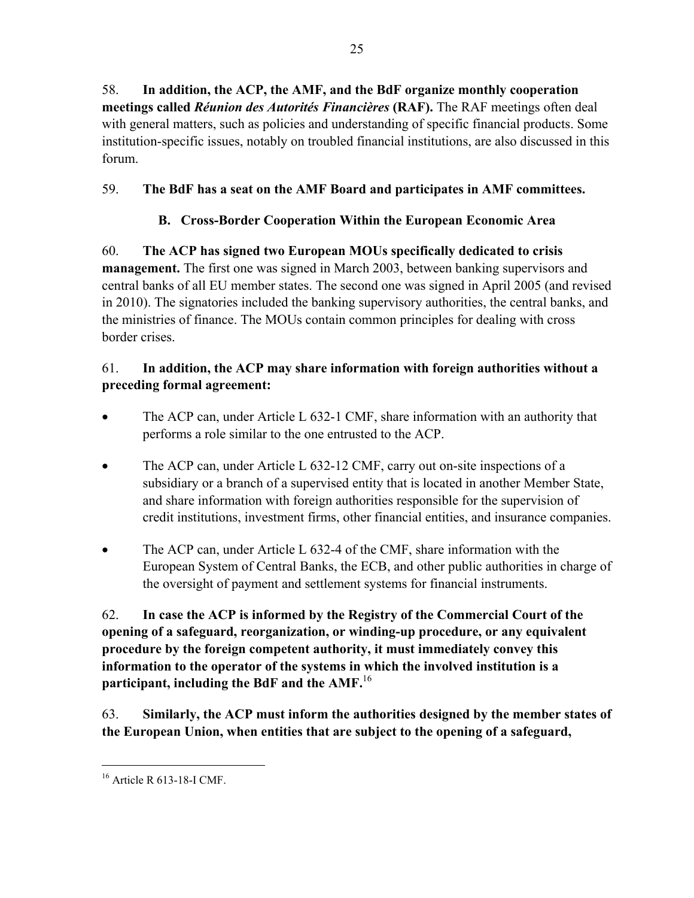58. **In addition, the ACP, the AMF, and the BdF organize monthly cooperation meetings called *Réunion des Autorités Financières* (RAF).** The RAF meetings often deal with general matters, such as policies and understanding of specific financial products. Some institution-specific issues, notably on troubled financial institutions, are also discussed in this forum.

59. **The BdF has a seat on the AMF Board and participates in AMF committees.**

### B. Cross-Border Cooperation Within the European Economic Area

60. **The ACP has signed two European MOUs specifically dedicated to crisis management.** The first one was signed in March 2003, between banking supervisors and central banks of all EU member states. The second one was signed in April 2005 (and revised in 2010). The signatories included the banking supervisory authorities, the central banks, and the ministries of finance. The MOUs contain common principles for dealing with cross border crises.

61. **In addition, the ACP may share information with foreign authorities without a preceding formal agreement:**

- The ACP can, under Article L 632-1 CMF, share information with an authority that performs a role similar to the one entrusted to the ACP.
- The ACP can, under Article L 632-12 CMF, carry out on-site inspections of a subsidiary or a branch of a supervised entity that is located in another Member State, and share information with foreign authorities responsible for the supervision of credit institutions, investment firms, other financial entities, and insurance companies.
- The ACP can, under Article L 632-4 of the CMF, share information with the European System of Central Banks, the ECB, and other public authorities in charge of the oversight of payment and settlement systems for financial instruments.

62. **In case the ACP is informed by the Registry of the Commercial Court of the opening of a safeguard, reorganization, or winding-up procedure, or any equivalent procedure by the foreign competent authority, it must immediately convey this information to the operator of the systems in which the involved institution is a participant, including the BdF and the AMF.**[16]

63. **Similarly, the ACP must inform the authorities designed by the member states of the European Union, when entities that are subject to the opening of a safeguard,**

[16] Article R 613-18-I CMF.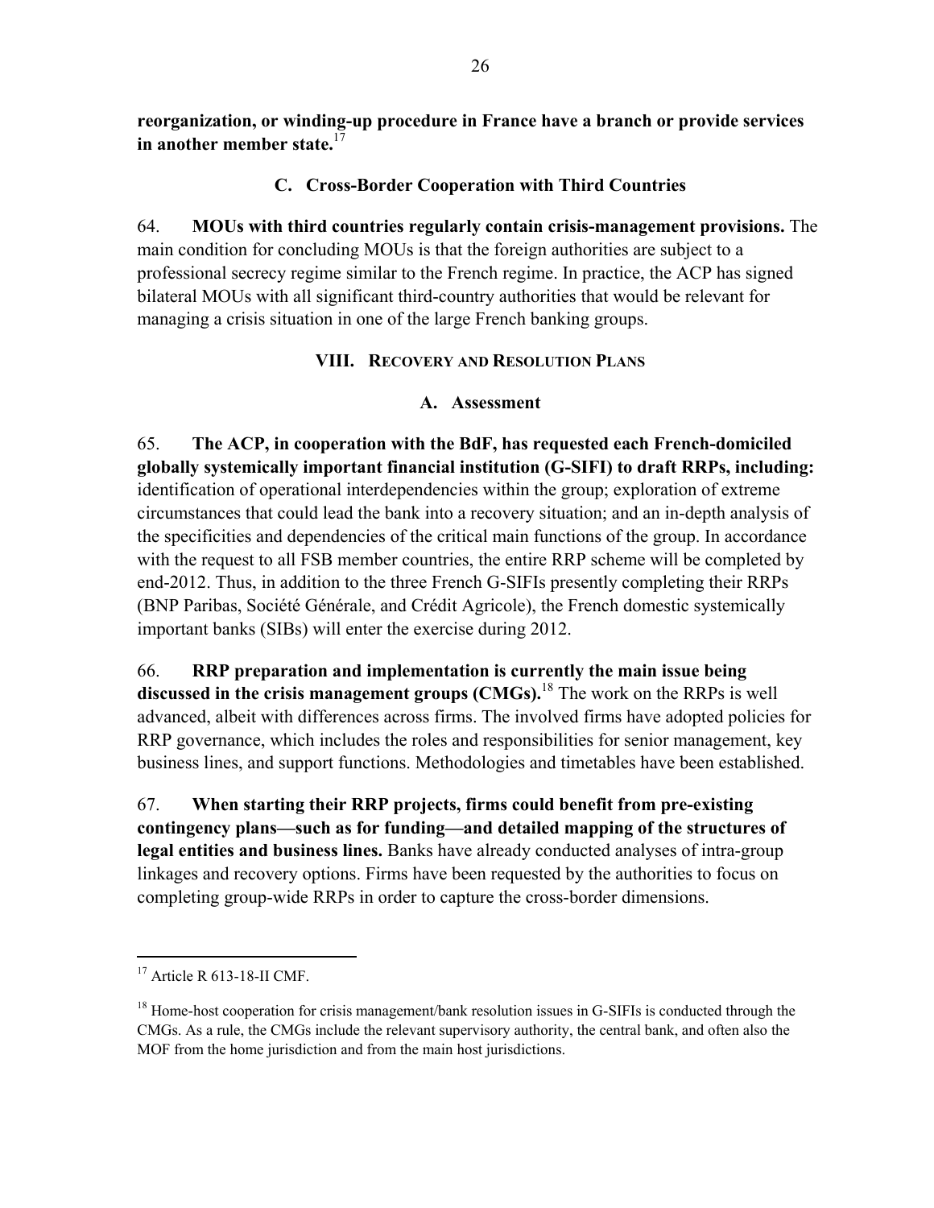**reorganization, or winding-up procedure in France have a branch or provide services in another member state.**[17]

### C. Cross-Border Cooperation with Third Countries

64. **MOUs with third countries regularly contain crisis-management provisions.** The main condition for concluding MOUs is that the foreign authorities are subject to a professional secrecy regime similar to the French regime. In practice, the ACP has signed bilateral MOUs with all significant third-country authorities that would be relevant for managing a crisis situation in one of the large French banking groups.

## VIII. Recovery and Resolution Plans

### A. Assessment

65. **The ACP, in cooperation with the BdF, has requested each French-domiciled globally systemically important financial institution (G-SIFI) to draft RRPs, including:** identification of operational interdependencies within the group; exploration of extreme circumstances that could lead the bank into a recovery situation; and an in-depth analysis of the specificities and dependencies of the critical main functions of the group. In accordance with the request to all FSB member countries, the entire RRP scheme will be completed by end-2012. Thus, in addition to the three French G-SIFIs presently completing their RRPs (BNP Paribas, Société Générale, and Crédit Agricole), the French domestic systemically important banks (SIBs) will enter the exercise during 2012.

66. **RRP preparation and implementation is currently the main issue being discussed in the crisis management groups (CMGs).**[18] The work on the RRPs is well advanced, albeit with differences across firms. The involved firms have adopted policies for RRP governance, which includes the roles and responsibilities for senior management, key business lines, and support functions. Methodologies and timetables have been established.

67. **When starting their RRP projects, firms could benefit from pre-existing contingency plans—such as for funding—and detailed mapping of the structures of legal entities and business lines.** Banks have already conducted analyses of intra-group linkages and recovery options. Firms have been requested by the authorities to focus on completing group-wide RRPs in order to capture the cross-border dimensions.

---

[17] Article R 613-18-II CMF.

[18] Home-host cooperation for crisis management/bank resolution issues in G-SIFIs is conducted through the CMGs. As a rule, the CMGs include the relevant supervisory authority, the central bank, and often also the MOF from the home jurisdiction and from the main host jurisdictions.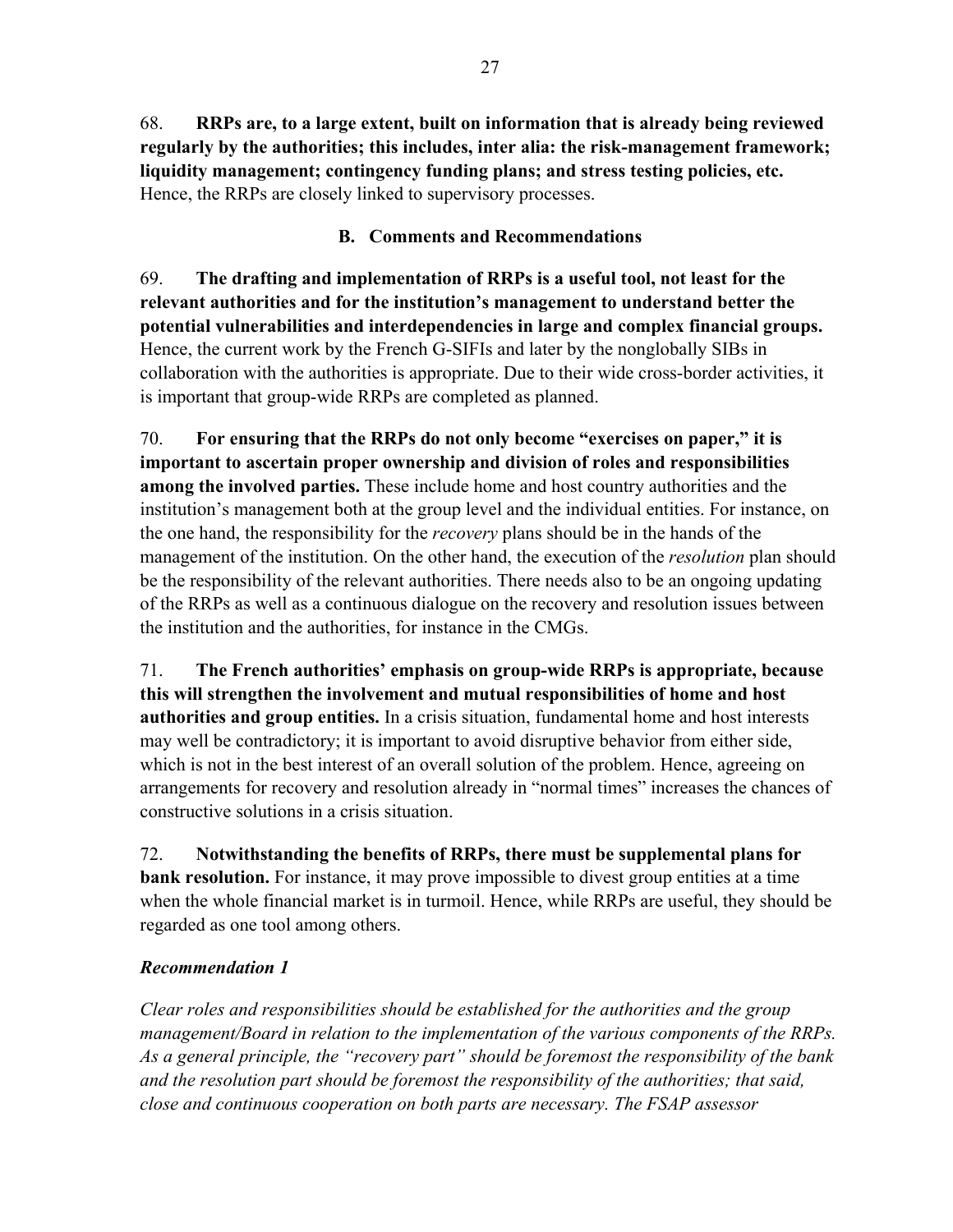68. **RRPs are, to a large extent, built on information that is already being reviewed regularly by the authorities; this includes, inter alia: the risk-management framework; liquidity management; contingency funding plans; and stress testing policies, etc.** Hence, the RRPs are closely linked to supervisory processes.

### B. Comments and Recommendations

69. **The drafting and implementation of RRPs is a useful tool, not least for the relevant authorities and for the institution's management to understand better the potential vulnerabilities and interdependencies in large and complex financial groups.** Hence, the current work by the French G-SIFIs and later by the nonglobally SIBs in collaboration with the authorities is appropriate. Due to their wide cross-border activities, it is important that group-wide RRPs are completed as planned.

70. **For ensuring that the RRPs do not only become "exercises on paper," it is important to ascertain proper ownership and division of roles and responsibilities among the involved parties.** These include home and host country authorities and the institution's management both at the group level and the individual entities. For instance, on the one hand, the responsibility for the *recovery* plans should be in the hands of the management of the institution. On the other hand, the execution of the *resolution* plan should be the responsibility of the relevant authorities. There needs also to be an ongoing updating of the RRPs as well as a continuous dialogue on the recovery and resolution issues between the institution and the authorities, for instance in the CMGs.

71. **The French authorities' emphasis on group-wide RRPs is appropriate, because this will strengthen the involvement and mutual responsibilities of home and host authorities and group entities.** In a crisis situation, fundamental home and host interests may well be contradictory; it is important to avoid disruptive behavior from either side, which is not in the best interest of an overall solution of the problem. Hence, agreeing on arrangements for recovery and resolution already in "normal times" increases the chances of constructive solutions in a crisis situation.

72. **Notwithstanding the benefits of RRPs, there must be supplemental plans for bank resolution.** For instance, it may prove impossible to divest group entities at a time when the whole financial market is in turmoil. Hence, while RRPs are useful, they should be regarded as one tool among others.

***Recommendation 1***

*Clear roles and responsibilities should be established for the authorities and the group management/Board in relation to the implementation of the various components of the RRPs. As a general principle, the "recovery part" should be foremost the responsibility of the bank and the resolution part should be foremost the responsibility of the authorities; that said, close and continuous cooperation on both parts are necessary. The FSAP assessor*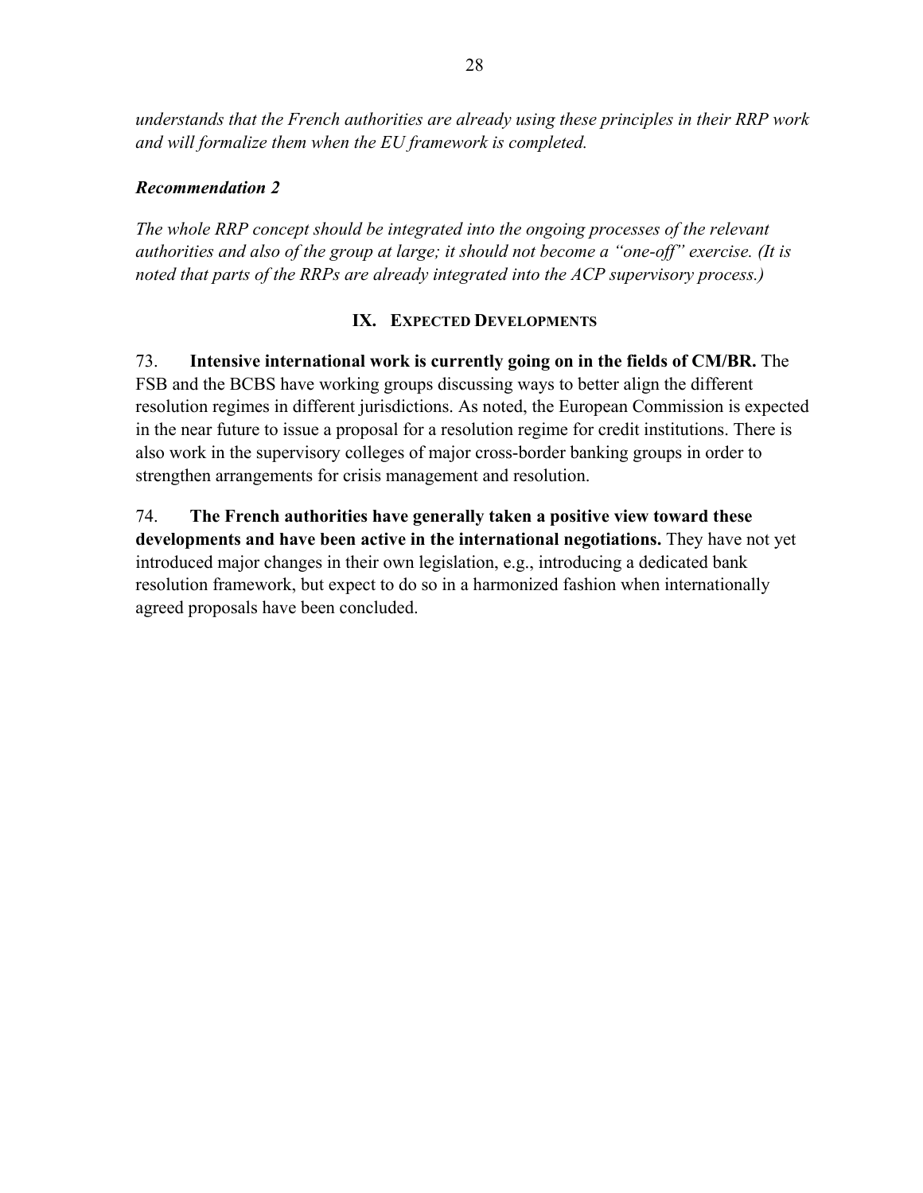*understands that the French authorities are already using these principles in their RRP work and will formalize them when the EU framework is completed.*

***Recommendation 2***

*The whole RRP concept should be integrated into the ongoing processes of the relevant authorities and also of the group at large; it should not become a "one-off" exercise. (It is noted that parts of the RRPs are already integrated into the ACP supervisory process.)*

## IX. Expected Developments

73. **Intensive international work is currently going on in the fields of CM/BR.** The FSB and the BCBS have working groups discussing ways to better align the different resolution regimes in different jurisdictions. As noted, the European Commission is expected in the near future to issue a proposal for a resolution regime for credit institutions. There is also work in the supervisory colleges of major cross-border banking groups in order to strengthen arrangements for crisis management and resolution.

74. **The French authorities have generally taken a positive view toward these developments and have been active in the international negotiations.** They have not yet introduced major changes in their own legislation, e.g., introducing a dedicated bank resolution framework, but expect to do so in a harmonized fashion when internationally agreed proposals have been concluded.